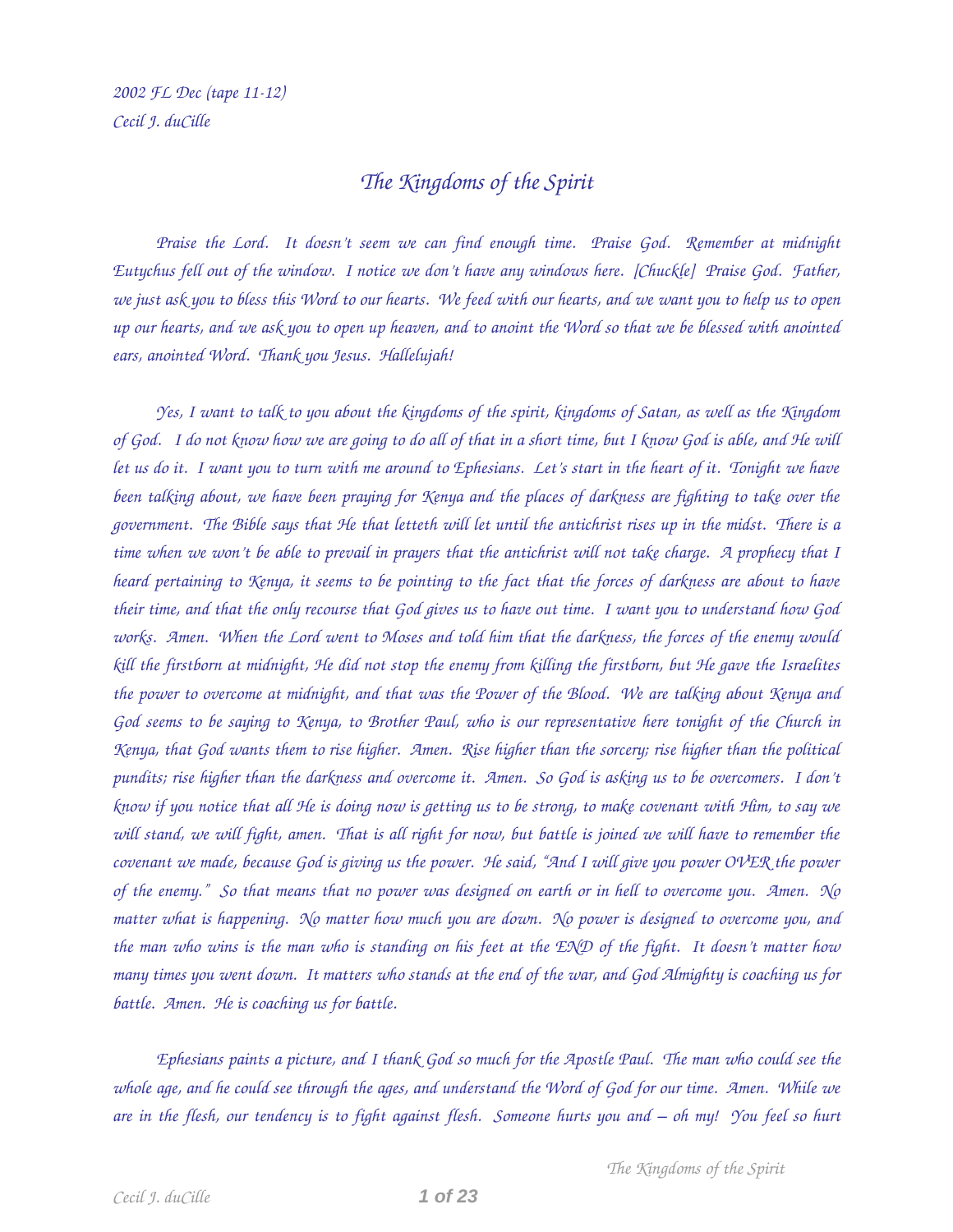*2002 FL Dec (tape 11-12)*
*Cecil J. duCille*

# *The Kingdoms of the Spirit*

*Praise the Lord. It doesn't seem we can find enough time. Praise God. Remember at midnight Eutychus fell out of the window. I notice we don't have any windows here. [Chuckle] Praise God. Father, we just ask you to bless this Word to our hearts. We feed with our hearts, and we want you to help us to open up our hearts, and we ask you to open up heaven, and to anoint the Word so that we be blessed with anointed ears, anointed Word. Thank you Jesus. Hallelujah!*

*Yes, I want to talk to you about the kingdoms of the spirit, kingdoms of Satan, as well as the Kingdom of God. I do not know how we are going to do all of that in a short time, but I know God is able, and He will let us do it. I want you to turn with me around to Ephesians. Let's start in the heart of it. Tonight we have been talking about, we have been praying for Kenya and the places of darkness are fighting to take over the government. The Bible says that He that letteth will let until the antichrist rises up in the midst. There is a time when we won't be able to prevail in prayers that the antichrist will not take charge. A prophecy that I heard pertaining to Kenya, it seems to be pointing to the fact that the forces of darkness are about to have their time, and that the only recourse that God gives us to have out time. I want you to understand how God works. Amen. When the Lord went to Moses and told him that the darkness, the forces of the enemy would kill the firstborn at midnight, He did not stop the enemy from killing the firstborn, but He gave the Israelites the power to overcome at midnight, and that was the Power of the Blood. We are talking about Kenya and God seems to be saying to Kenya, to Brother Paul, who is our representative here tonight of the Church in Kenya, that God wants them to rise higher. Amen. Rise higher than the sorcery; rise higher than the political pundits; rise higher than the darkness and overcome it. Amen. So God is asking us to be overcomers. I don't know if you notice that all He is doing now is getting us to be strong, to make covenant with Him, to say we will stand, we will fight, amen. That is all right for now, but battle is joined we will have to remember the covenant we made, because God is giving us the power. He said, "And I will give you power OVER the power of the enemy." So that means that no power was designed on earth or in hell to overcome you. Amen. No matter what is happening. No matter how much you are down. No power is designed to overcome you, and the man who wins is the man who is standing on his feet at the END of the fight. It doesn't matter how many times you went down. It matters who stands at the end of the war, and God Almighty is coaching us for battle. Amen. He is coaching us for battle.*

*Ephesians paints a picture, and I thank God so much for the Apostle Paul. The man who could see the whole age, and he could see through the ages, and understand the Word of God for our time. Amen. While we are in the flesh, our tendency is to fight against flesh. Someone hurts you and – oh my! You feel so hurt*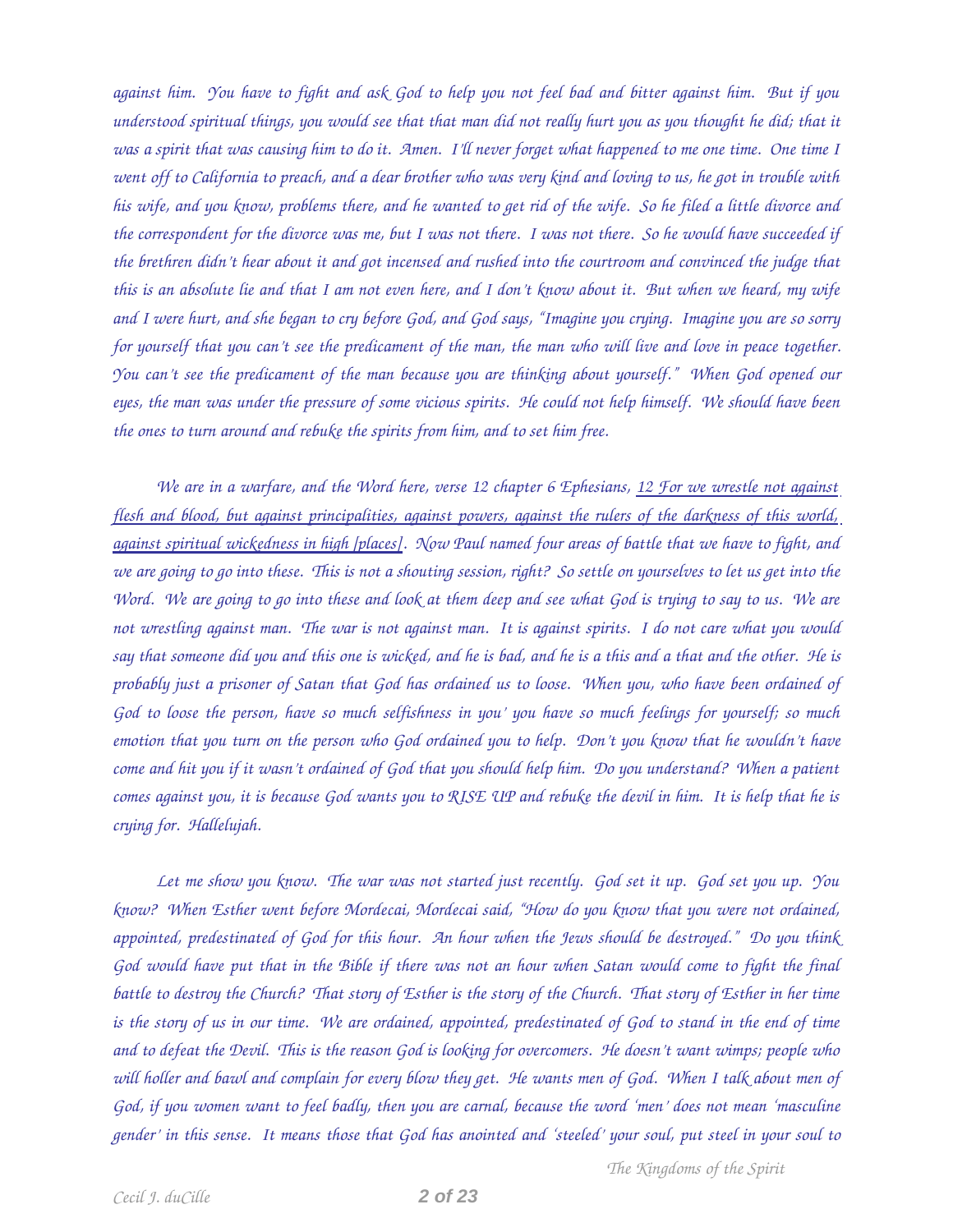*against him. You have to fight and ask God to help you not feel bad and bitter against him. But if you understood spiritual things, you would see that that man did not really hurt you as you thought he did; that it was a spirit that was causing him to do it. Amen. I'll never forget what happened to me one time. One time I went off to California to preach, and a dear brother who was very kind and loving to us, he got in trouble with his wife, and you know, problems there, and he wanted to get rid of the wife. So he filed a little divorce and the correspondent for the divorce was me, but I was not there. I was not there. So he would have succeeded if the brethren didn't hear about it and got incensed and rushed into the courtroom and convinced the judge that this is an absolute lie and that I am not even here, and I don't know about it. But when we heard, my wife and I were hurt, and she began to cry before God, and God says, "Imagine you crying. Imagine you are so sorry for yourself that you can't see the predicament of the man, the man who will live and love in peace together. You can't see the predicament of the man because you are thinking about yourself." When God opened our eyes, the man was under the pressure of some vicious spirits. He could not help himself. We should have been the ones to turn around and rebuke the spirits from him, and to set him free.*

*We are in a warfare, and the Word here, verse 12 chapter 6 Ephesians, <u>12 For we wrestle not against flesh and blood, but against principalities, against powers, against the rulers of the darkness of this world, against spiritual wickedness in high [places]</u>. Now Paul named four areas of battle that we have to fight, and we are going to go into these. This is not a shouting session, right? So settle on yourselves to let us get into the Word. We are going to go into these and look at them deep and see what God is trying to say to us. We are not wrestling against man. The war is not against man. It is against spirits. I do not care what you would say that someone did you and this one is wicked, and he is bad, and he is a this and a that and the other. He is probably just a prisoner of Satan that God has ordained us to loose. When you, who have been ordained of God to loose the person, have so much selfishness in you' you have so much feelings for yourself; so much emotion that you turn on the person who God ordained you to help. Don't you know that he wouldn't have come and hit you if it wasn't ordained of God that you should help him. Do you understand? When a patient comes against you, it is because God wants you to RISE UP and rebuke the devil in him. It is help that he is crying for. Hallelujah.*

*Let me show you know. The war was not started just recently. God set it up. God set you up. You know? When Esther went before Mordecai, Mordecai said, "How do you know that you were not ordained, appointed, predestinated of God for this hour. An hour when the Jews should be destroyed." Do you think God would have put that in the Bible if there was not an hour when Satan would come to fight the final battle to destroy the Church? That story of Esther is the story of the Church. That story of Esther in her time is the story of us in our time. We are ordained, appointed, predestinated of God to stand in the end of time and to defeat the Devil. This is the reason God is looking for overcomers. He doesn't want wimps; people who will holler and bawl and complain for every blow they get. He wants men of God. When I talk about men of God, if you women want to feel badly, then you are carnal, because the word 'men' does not mean 'masculine gender' in this sense. It means those that God has anointed and 'steeled' your soul, put steel in your soul to*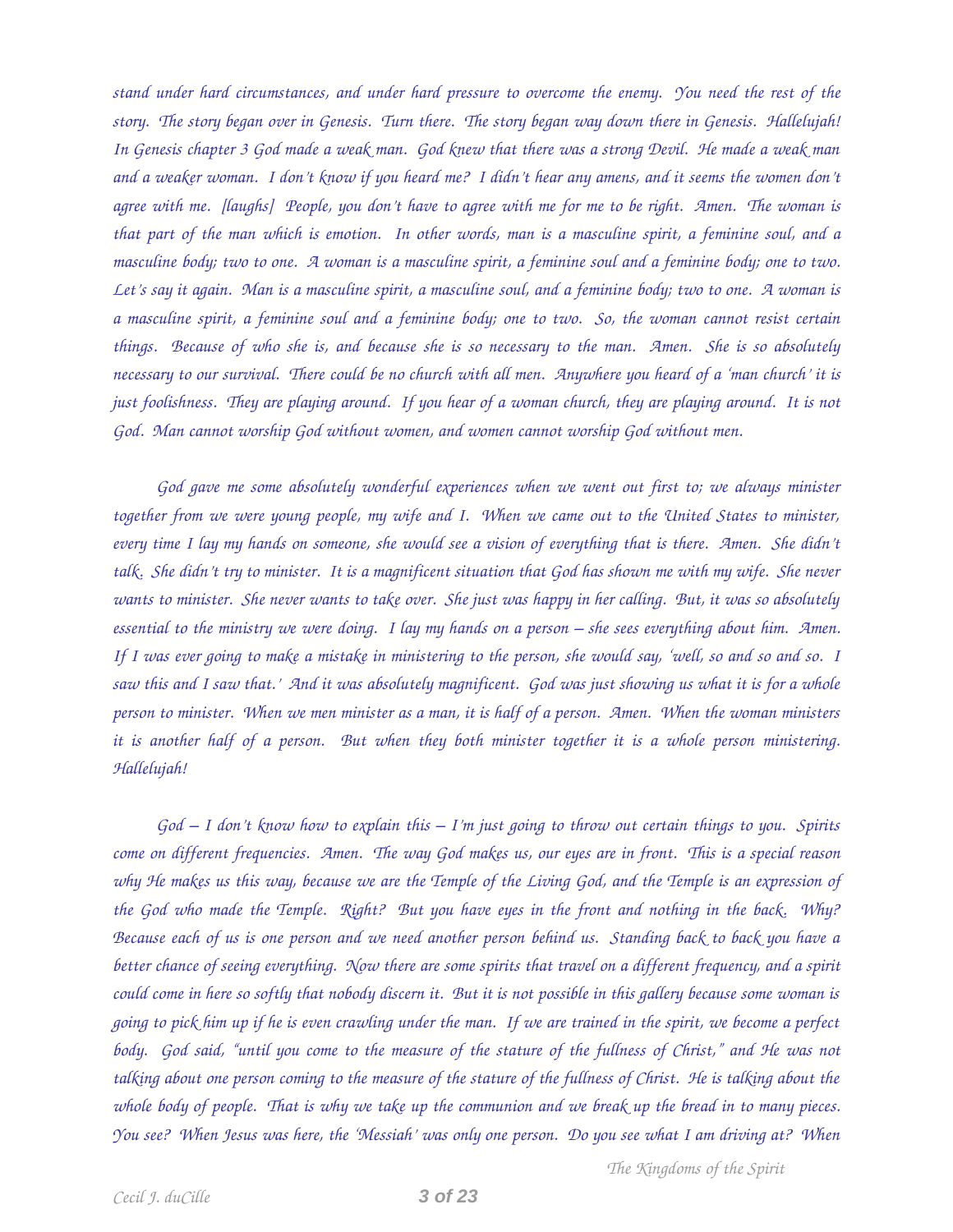*stand under hard circumstances, and under hard pressure to overcome the enemy. You need the rest of the story. The story began over in Genesis. Turn there. The story began way down there in Genesis. Hallelujah! In Genesis chapter 3 God made a weak man. God knew that there was a strong Devil. He made a weak man and a weaker woman. I don't know if you heard me? I didn't hear any amens, and it seems the women don't agree with me. [laughs] People, you don't have to agree with me for me to be right. Amen. The woman is that part of the man which is emotion. In other words, man is a masculine spirit, a feminine soul, and a masculine body; two to one. A woman is a masculine spirit, a feminine soul and a feminine body; one to two. Let's say it again. Man is a masculine spirit, a masculine soul, and a feminine body; two to one. A woman is a masculine spirit, a feminine soul and a feminine body; one to two. So, the woman cannot resist certain things. Because of who she is, and because she is so necessary to the man. Amen. She is so absolutely necessary to our survival. There could be no church with all men. Anywhere you heard of a 'man church' it is just foolishness. They are playing around. If you hear of a woman church, they are playing around. It is not God. Man cannot worship God without women, and women cannot worship God without men.*

*God gave me some absolutely wonderful experiences when we went out first to; we always minister together from we were young people, my wife and I. When we came out to the United States to minister, every time I lay my hands on someone, she would see a vision of everything that is there. Amen. She didn't talk. She didn't try to minister. It is a magnificent situation that God has shown me with my wife. She never wants to minister. She never wants to take over. She just was happy in her calling. But, it was so absolutely essential to the ministry we were doing. I lay my hands on a person – she sees everything about him. Amen. If I was ever going to make a mistake in ministering to the person, she would say, 'well, so and so and so. I saw this and I saw that.' And it was absolutely magnificent. God was just showing us what it is for a whole person to minister. When we men minister as a man, it is half of a person. Amen. When the woman ministers it is another half of a person. But when they both minister together it is a whole person ministering. Hallelujah!*

*God – I don't know how to explain this – I'm just going to throw out certain things to you. Spirits come on different frequencies. Amen. The way God makes us, our eyes are in front. This is a special reason why He makes us this way, because we are the Temple of the Living God, and the Temple is an expression of the God who made the Temple. Right? But you have eyes in the front and nothing in the back. Why? Because each of us is one person and we need another person behind us. Standing back to back you have a better chance of seeing everything. Now there are some spirits that travel on a different frequency, and a spirit could come in here so softly that nobody discern it. But it is not possible in this gallery because some woman is going to pick him up if he is even crawling under the man. If we are trained in the spirit, we become a perfect body. God said, "until you come to the measure of the stature of the fullness of Christ," and He was not talking about one person coming to the measure of the stature of the fullness of Christ. He is talking about the whole body of people. That is why we take up the communion and we break up the bread in to many pieces. You see? When Jesus was here, the 'Messiah' was only one person. Do you see what I am driving at? When*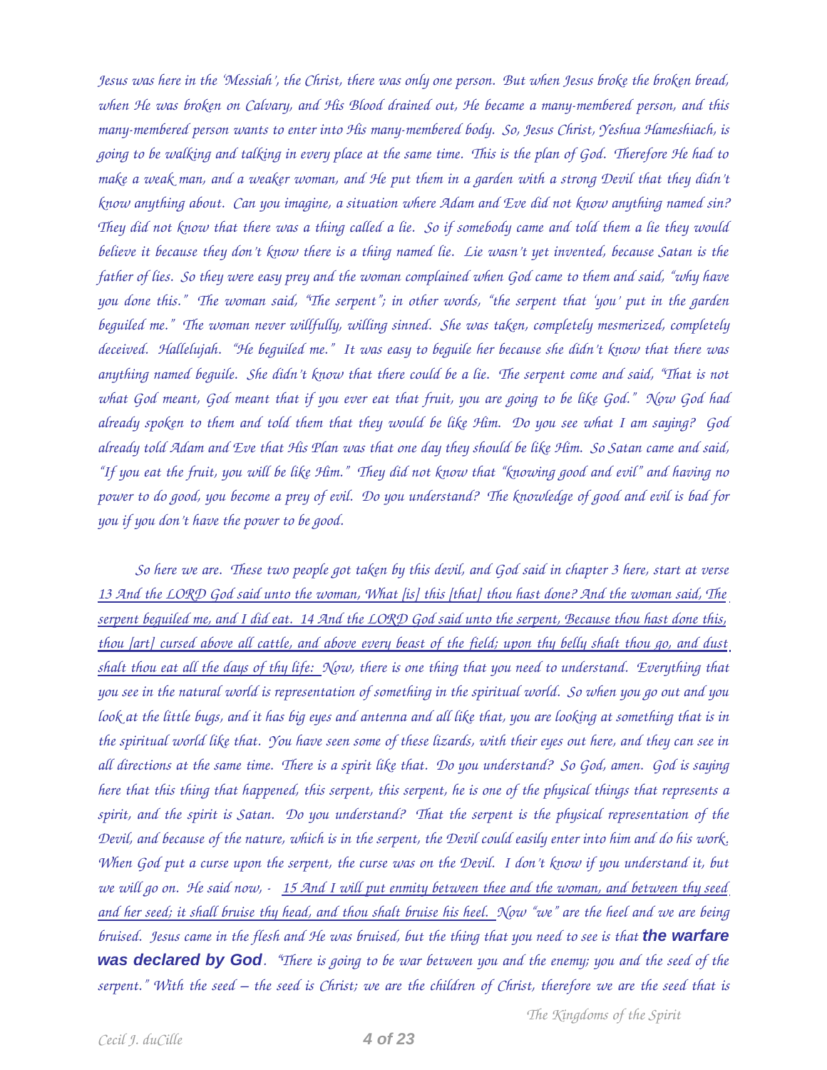*Jesus was here in the 'Messiah', the Christ, there was only one person. But when Jesus broke the broken bread, when He was broken on Calvary, and His Blood drained out, He became a many-membered person, and this many-membered person wants to enter into His many-membered body. So, Jesus Christ, Yeshua Hameshiach, is going to be walking and talking in every place at the same time. This is the plan of God. Therefore He had to make a weak man, and a weaker woman, and He put them in a garden with a strong Devil that they didn't know anything about. Can you imagine, a situation where Adam and Eve did not know anything named sin? They did not know that there was a thing called a lie. So if somebody came and told them a lie they would believe it because they don't know there is a thing named lie. Lie wasn't yet invented, because Satan is the father of lies. So they were easy prey and the woman complained when God came to them and said, "why have you done this." The woman said, "The serpent"; in other words, "the serpent that 'you' put in the garden beguiled me." The woman never willfully, willing sinned. She was taken, completely mesmerized, completely deceived. Hallelujah. "He beguiled me." It was easy to beguile her because she didn't know that there was anything named beguile. She didn't know that there could be a lie. The serpent come and said, "That is not what God meant, God meant that if you ever eat that fruit, you are going to be like God." Now God had already spoken to them and told them that they would be like Him. Do you see what I am saying? God already told Adam and Eve that His Plan was that one day they should be like Him. So Satan came and said, "If you eat the fruit, you will be like Him." They did not know that "knowing good and evil" and having no power to do good, you become a prey of evil. Do you understand? The knowledge of good and evil is bad for you if you don't have the power to be good.*

*So here we are. These two people got taken by this devil, and God said in chapter 3 here, start at verse <u>13 And the LORD God said unto the woman, What [is] this [that] thou hast done? And the woman said, The serpent beguiled me, and I did eat. 14 And the LORD God said unto the serpent, Because thou hast done this, thou [art] cursed above all cattle, and above every beast of the field; upon thy belly shalt thou go, and dust shalt thou eat all the days of thy life:</u> Now, there is one thing that you need to understand. Everything that you see in the natural world is representation of something in the spiritual world. So when you go out and you look at the little bugs, and it has big eyes and antenna and all like that, you are looking at something that is in the spiritual world like that. You have seen some of these lizards, with their eyes out here, and they can see in all directions at the same time. There is a spirit like that. Do you understand? So God, amen. God is saying here that this thing that happened, this serpent, this serpent, he is one of the physical things that represents a spirit, and the spirit is Satan. Do you understand? That the serpent is the physical representation of the Devil, and because of the nature, which is in the serpent, the Devil could easily enter into him and do his work. When God put a curse upon the serpent, the curse was on the Devil. I don't know if you understand it, but we will go on. He said now, - <u>15 And I will put enmity between thee and the woman, and between thy seed and her seed; it shall bruise thy head, and thou shalt bruise his heel.</u> Now "we" are the heel and we are being bruised. Jesus came in the flesh and He was bruised, but the thing that you need to see is that* **the warfare was declared by God***. "There is going to be war between you and the enemy; you and the seed of the serpent." With the seed – the seed is Christ; we are the children of Christ, therefore we are the seed that is*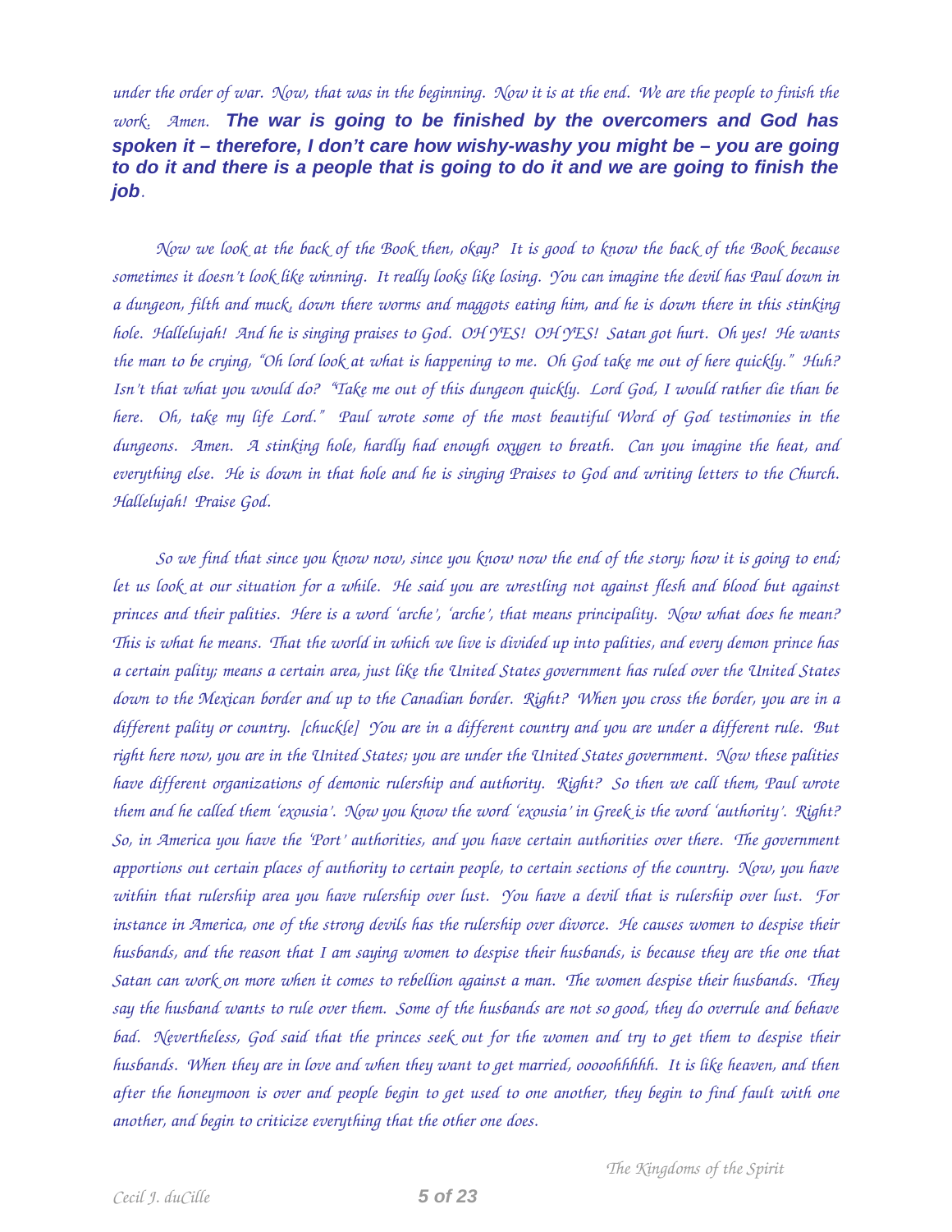*under the order of war. Now, that was in the beginning. Now it is at the end. We are the people to finish the work. Amen.* ***The war is going to be finished by the overcomers and God has spoken it – therefore, I don't care how wishy-washy you might be – you are going to do it and there is a people that is going to do it and we are going to finish the job****.*

*Now we look at the back of the Book then, okay? It is good to know the back of the Book because sometimes it doesn't look like winning. It really looks like losing. You can imagine the devil has Paul down in a dungeon, filth and muck, down there worms and maggots eating him, and he is down there in this stinking hole. Hallelujah! And he is singing praises to God. OH YES! OH YES! Satan got hurt. Oh yes! He wants the man to be crying, "Oh lord look at what is happening to me. Oh God take me out of here quickly." Huh? Isn't that what you would do? "Take me out of this dungeon quickly. Lord God, I would rather die than be here. Oh, take my life Lord." Paul wrote some of the most beautiful Word of God testimonies in the dungeons. Amen. A stinking hole, hardly had enough oxygen to breath. Can you imagine the heat, and everything else. He is down in that hole and he is singing Praises to God and writing letters to the Church. Hallelujah! Praise God.*

*So we find that since you know now, since you know now the end of the story; how it is going to end; let us look at our situation for a while. He said you are wrestling not against flesh and blood but against princes and their palities. Here is a word 'arche', 'arche', that means principality. Now what does he mean? This is what he means. That the world in which we live is divided up into palities, and every demon prince has a certain pality; means a certain area, just like the United States government has ruled over the United States down to the Mexican border and up to the Canadian border. Right? When you cross the border, you are in a different pality or country. [chuckle] You are in a different country and you are under a different rule. But right here now, you are in the United States; you are under the United States government. Now these palities have different organizations of demonic rulership and authority. Right? So then we call them, Paul wrote them and he called them 'exousia'. Now you know the word 'exousia' in Greek is the word 'authority'. Right? So, in America you have the 'Port' authorities, and you have certain authorities over there. The government apportions out certain places of authority to certain people, to certain sections of the country. Now, you have within that rulership area you have rulership over lust. You have a devil that is rulership over lust. For instance in America, one of the strong devils has the rulership over divorce. He causes women to despise their husbands, and the reason that I am saying women to despise their husbands, is because they are the one that Satan can work on more when it comes to rebellion against a man. The women despise their husbands. They say the husband wants to rule over them. Some of the husbands are not so good, they do overrule and behave bad. Nevertheless, God said that the princes seek out for the women and try to get them to despise their husbands. When they are in love and when they want to get married, ooooohhhhh. It is like heaven, and then after the honeymoon is over and people begin to get used to one another, they begin to find fault with one another, and begin to criticize everything that the other one does.*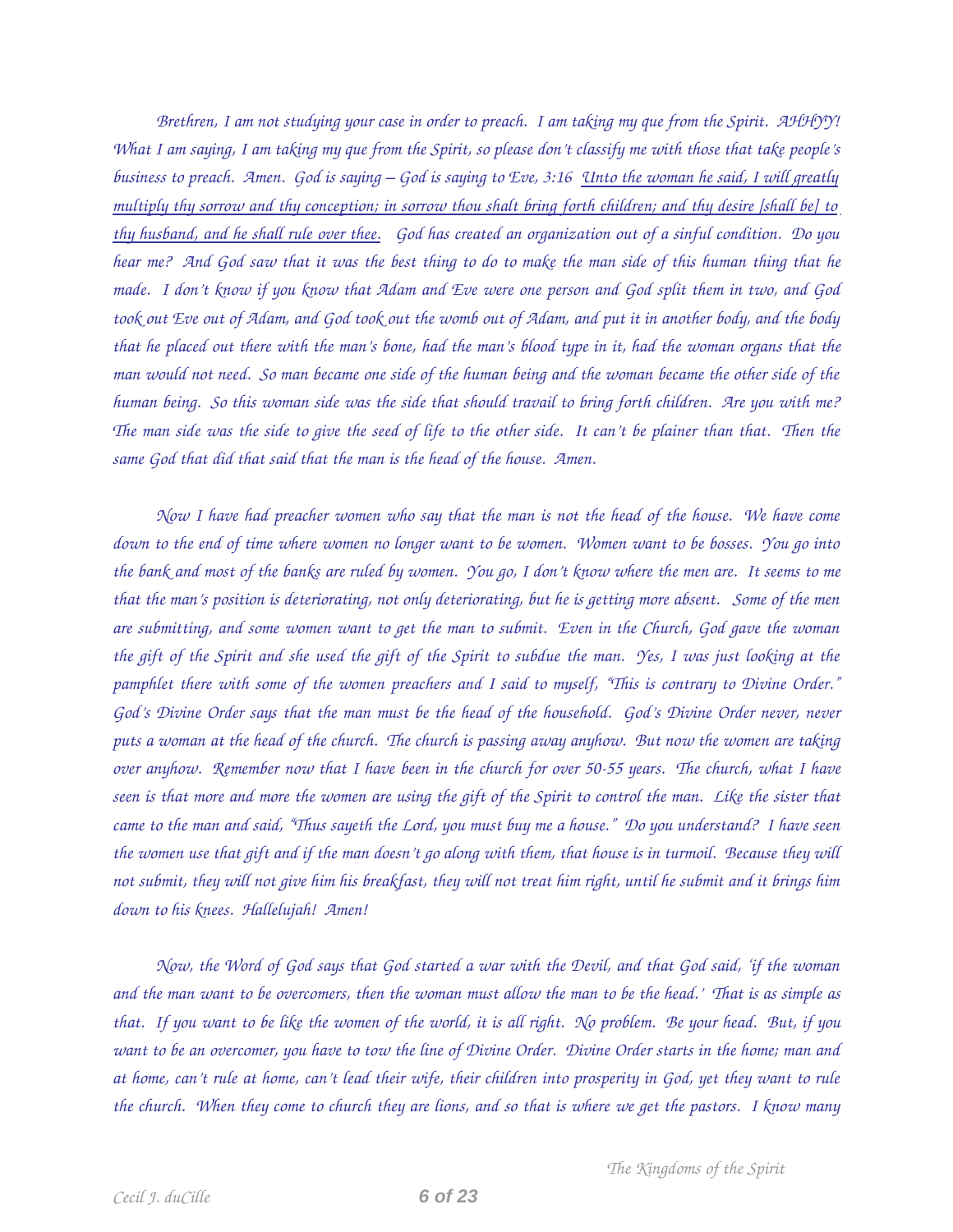*Brethren, I am not studying your case in order to preach. I am taking my que from the Spirit. AHHYY! What I am saying, I am taking my que from the Spirit, so please don't classify me with those that take people's business to preach. Amen. God is saying – God is saying to Eve, 3:16 <u>Unto the woman he said, I will greatly multiply thy sorrow and thy conception; in sorrow thou shalt bring forth children; and thy desire [shall be] to thy husband, and he shall rule over thee.</u> God has created an organization out of a sinful condition. Do you hear me? And God saw that it was the best thing to do to make the man side of this human thing that he made. I don't know if you know that Adam and Eve were one person and God split them in two, and God took out Eve out of Adam, and God took out the womb out of Adam, and put it in another body, and the body that he placed out there with the man's bone, had the man's blood type in it, had the woman organs that the man would not need. So man became one side of the human being and the woman became the other side of the human being. So this woman side was the side that should travail to bring forth children. Are you with me? The man side was the side to give the seed of life to the other side. It can't be plainer than that. Then the same God that did that said that the man is the head of the house. Amen.*

*Now I have had preacher women who say that the man is not the head of the house. We have come down to the end of time where women no longer want to be women. Women want to be bosses. You go into the bank and most of the banks are ruled by women. You go, I don't know where the men are. It seems to me that the man's position is deteriorating, not only deteriorating, but he is getting more absent. Some of the men are submitting, and some women want to get the man to submit. Even in the Church, God gave the woman the gift of the Spirit and she used the gift of the Spirit to subdue the man. Yes, I was just looking at the pamphlet there with some of the women preachers and I said to myself, "This is contrary to Divine Order." God's Divine Order says that the man must be the head of the household. God's Divine Order never, never puts a woman at the head of the church. The church is passing away anyhow. But now the women are taking over anyhow. Remember now that I have been in the church for over 50-55 years. The church, what I have seen is that more and more the women are using the gift of the Spirit to control the man. Like the sister that came to the man and said, "Thus sayeth the Lord, you must buy me a house." Do you understand? I have seen the women use that gift and if the man doesn't go along with them, that house is in turmoil. Because they will not submit, they will not give him his breakfast, they will not treat him right, until he submit and it brings him down to his knees. Hallelujah! Amen!*

*Now, the Word of God says that God started a war with the Devil, and that God said, 'if the woman and the man want to be overcomers, then the woman must allow the man to be the head.' That is as simple as that. If you want to be like the women of the world, it is all right. No problem. Be your head. But, if you want to be an overcomer, you have to tow the line of Divine Order. Divine Order starts in the home; man and at home, can't rule at home, can't lead their wife, their children into prosperity in God, yet they want to rule the church. When they come to church they are lions, and so that is where we get the pastors. I know many*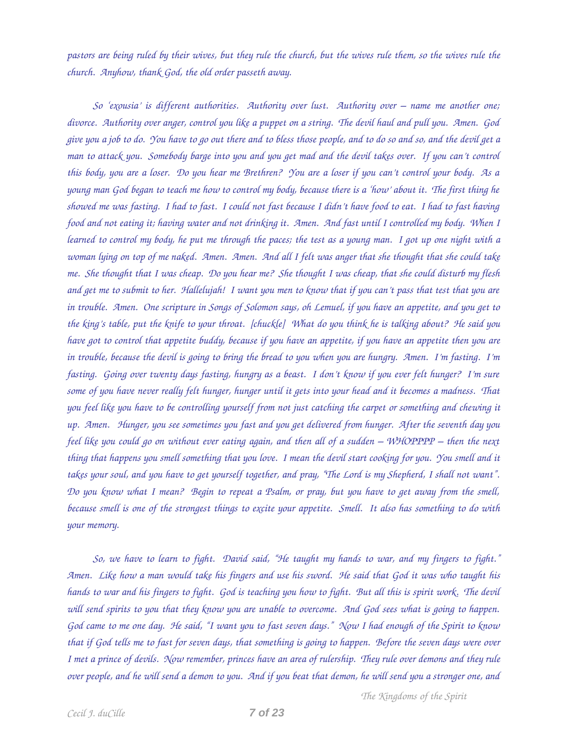*pastors are being ruled by their wives, but they rule the church, but the wives rule them, so the wives rule the church. Anyhow, thank God, the old order passeth away.*

*So 'exousia' is different authorities. Authority over lust. Authority over – name me another one; divorce. Authority over anger, control you like a puppet on a string. The devil haul and pull you. Amen. God give you a job to do. You have to go out there and to bless those people, and to do so and so, and the devil get a man to attack you. Somebody barge into you and you get mad and the devil takes over. If you can't control this body, you are a loser. Do you hear me Brethren? You are a loser if you can't control your body. As a young man God began to teach me how to control my body, because there is a 'how' about it. The first thing he showed me was fasting. I had to fast. I could not fast because I didn't have food to eat. I had to fast having food and not eating it; having water and not drinking it. Amen. And fast until I controlled my body. When I learned to control my body, he put me through the paces; the test as a young man. I got up one night with a woman lying on top of me naked. Amen. Amen. And all I felt was anger that she thought that she could take me. She thought that I was cheap. Do you hear me? She thought I was cheap, that she could disturb my flesh and get me to submit to her. Hallelujah! I want you men to know that if you can't pass that test that you are in trouble. Amen. One scripture in Songs of Solomon says, oh Lemuel, if you have an appetite, and you get to the king's table, put the knife to your throat. [chuckle] What do you think he is talking about? He said you have got to control that appetite buddy, because if you have an appetite, if you have an appetite then you are in trouble, because the devil is going to bring the bread to you when you are hungry. Amen. I'm fasting. I'm fasting. Going over twenty days fasting, hungry as a beast. I don't know if you ever felt hunger? I'm sure some of you have never really felt hunger, hunger until it gets into your head and it becomes a madness. That you feel like you have to be controlling yourself from not just catching the carpet or something and chewing it up. Amen. Hunger, you see sometimes you fast and you get delivered from hunger. After the seventh day you feel like you could go on without ever eating again, and then all of a sudden – WHOPPPP – then the next thing that happens you smell something that you love. I mean the devil start cooking for you. You smell and it takes your soul, and you have to get yourself together, and pray, "The Lord is my Shepherd, I shall not want". Do you know what I mean? Begin to repeat a Psalm, or pray, but you have to get away from the smell, because smell is one of the strongest things to excite your appetite. Smell. It also has something to do with your memory.*

*So, we have to learn to fight. David said, "He taught my hands to war, and my fingers to fight." Amen. Like how a man would take his fingers and use his sword. He said that God it was who taught his hands to war and his fingers to fight. God is teaching you how to fight. But all this is spirit work. The devil will send spirits to you that they know you are unable to overcome. And God sees what is going to happen. God came to me one day. He said, "I want you to fast seven days." Now I had enough of the Spirit to know that if God tells me to fast for seven days, that something is going to happen. Before the seven days were over I met a prince of devils. Now remember, princes have an area of rulership. They rule over demons and they rule over people, and he will send a demon to you. And if you beat that demon, he will send you a stronger one, and*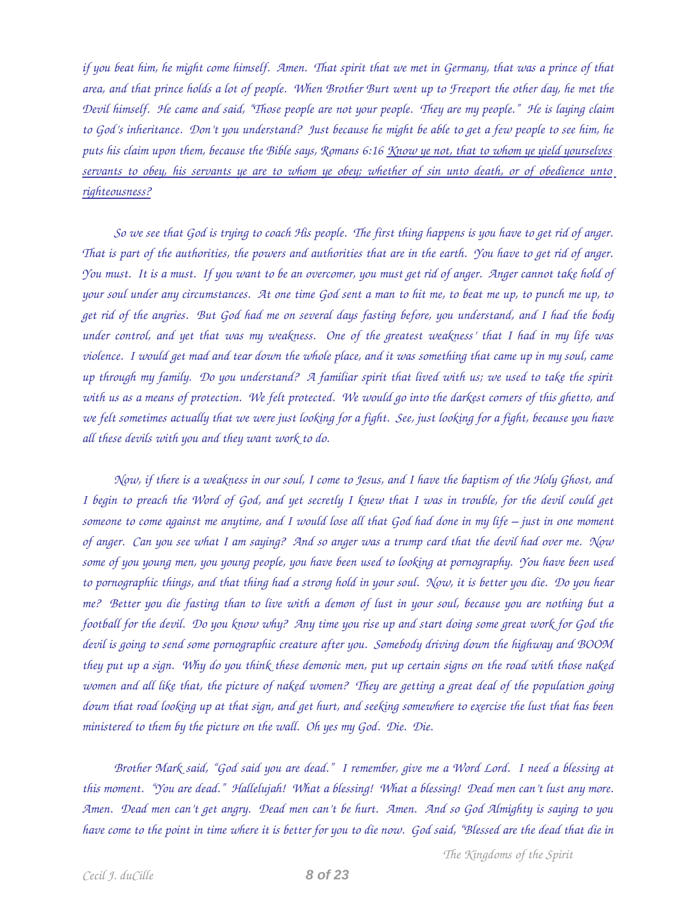*if you beat him, he might come himself. Amen. That spirit that we met in Germany, that was a prince of that area, and that prince holds a lot of people. When Brother Burt went up to Freeport the other day, he met the Devil himself. He came and said, "Those people are not your people. They are my people." He is laying claim to God's inheritance. Don't you understand? Just because he might be able to get a few people to see him, he puts his claim upon them, because the Bible says, Romans 6:16 Know ye not, that to whom ye yield yourselves servants to obey, his servants ye are to whom ye obey; whether of sin unto death, or of obedience unto righteousness?*

*So we see that God is trying to coach His people. The first thing happens is you have to get rid of anger. That is part of the authorities, the powers and authorities that are in the earth. You have to get rid of anger. You must. It is a must. If you want to be an overcomer, you must get rid of anger. Anger cannot take hold of your soul under any circumstances. At one time God sent a man to hit me, to beat me up, to punch me up, to get rid of the angries. But God had me on several days fasting before, you understand, and I had the body under control, and yet that was my weakness. One of the greatest weakness' that I had in my life was violence. I would get mad and tear down the whole place, and it was something that came up in my soul, came up through my family. Do you understand? A familiar spirit that lived with us; we used to take the spirit with us as a means of protection. We felt protected. We would go into the darkest corners of this ghetto, and we felt sometimes actually that we were just looking for a fight. See, just looking for a fight, because you have all these devils with you and they want work to do.*

*Now, if there is a weakness in our soul, I come to Jesus, and I have the baptism of the Holy Ghost, and I begin to preach the Word of God, and yet secretly I knew that I was in trouble, for the devil could get someone to come against me anytime, and I would lose all that God had done in my life – just in one moment of anger. Can you see what I am saying? And so anger was a trump card that the devil had over me. Now some of you young men, you young people, you have been used to looking at pornography. You have been used to pornographic things, and that thing had a strong hold in your soul. Now, it is better you die. Do you hear me? Better you die fasting than to live with a demon of lust in your soul, because you are nothing but a football for the devil. Do you know why? Any time you rise up and start doing some great work for God the devil is going to send some pornographic creature after you. Somebody driving down the highway and BOOM they put up a sign. Why do you think these demonic men, put up certain signs on the road with those naked women and all like that, the picture of naked women? They are getting a great deal of the population going down that road looking up at that sign, and get hurt, and seeking somewhere to exercise the lust that has been ministered to them by the picture on the wall. Oh yes my God. Die. Die.*

*Brother Mark said, "God said you are dead." I remember, give me a Word Lord. I need a blessing at this moment. "You are dead." Hallelujah! What a blessing! What a blessing! Dead men can't lust any more. Amen. Dead men can't get angry. Dead men can't be hurt. Amen. And so God Almighty is saying to you have come to the point in time where it is better for you to die now. God said, "Blessed are the dead that die in*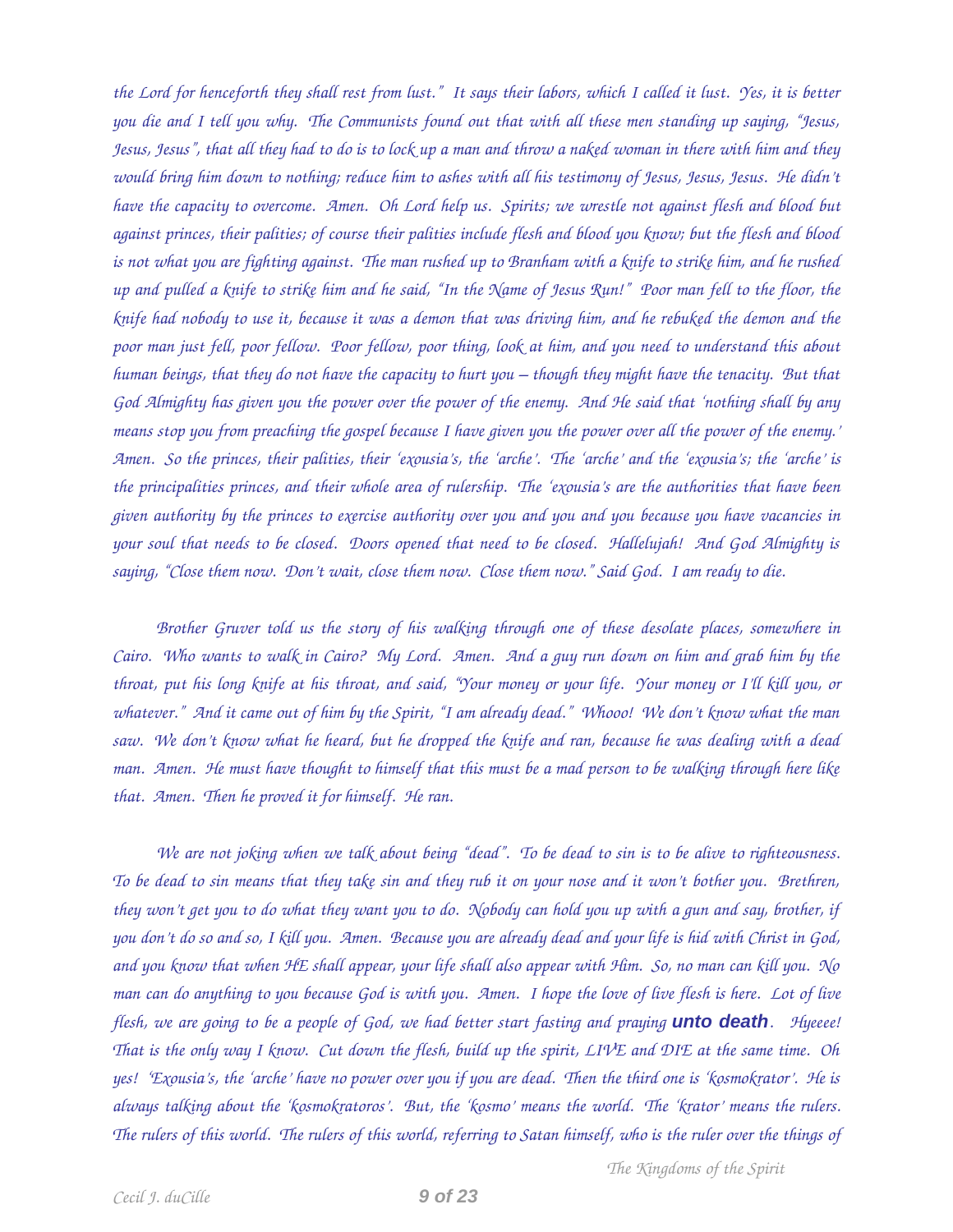the Lord for henceforth they shall rest from lust." It says their labors, which I called it lust. Yes, it is better you die and I tell you why. The Communists found out that with all these men standing up saying, "Jesus, Jesus, Jesus", that all they had to do is to lock up a man and throw a naked woman in there with him and they would bring him down to nothing; reduce him to ashes with all his testimony of Jesus, Jesus, Jesus. He didn't have the capacity to overcome. Amen. Oh Lord help us. Spirits; we wrestle not against flesh and blood but against princes, their palities; of course their palities include flesh and blood you know; but the flesh and blood is not what you are fighting against. The man rushed up to Branham with a knife to strike him, and he rushed up and pulled a knife to strike him and he said, "In the Name of Jesus Run!" Poor man fell to the floor, the knife had nobody to use it, because it was a demon that was driving him, and he rebuked the demon and the poor man just fell, poor fellow. Poor fellow, poor thing, look at him, and you need to understand this about human beings, that they do not have the capacity to hurt you – though they might have the tenacity. But that God Almighty has given you the power over the power of the enemy. And He said that 'nothing shall by any means stop you from preaching the gospel because I have given you the power over all the power of the enemy.' Amen. So the princes, their palities, their 'exousia's, the 'arche'. The 'arche' and the 'exousia's; the 'arche' is the principalities princes, and their whole area of rulership. The 'exousia's are the authorities that have been given authority by the princes to exercise authority over you and you and you because you have vacancies in your soul that needs to be closed. Doors opened that need to be closed. Hallelujah! And God Almighty is saying, "Close them now. Don't wait, close them now. Close them now." Said God. I am ready to die.

Brother Gruver told us the story of his walking through one of these desolate places, somewhere in Cairo. Who wants to walk in Cairo? My Lord. Amen. And a guy run down on him and grab him by the throat, put his long knife at his throat, and said, "Your money or your life. Your money or I'll kill you, or whatever." And it came out of him by the Spirit, "I am already dead." Whooo! We don't know what the man saw. We don't know what he heard, but he dropped the knife and ran, because he was dealing with a dead man. Amen. He must have thought to himself that this must be a mad person to be walking through here like that. Amen. Then he proved it for himself. He ran.

We are not joking when we talk about being "dead". To be dead to sin is to be alive to righteousness. To be dead to sin means that they take sin and they rub it on your nose and it won't bother you. Brethren, they won't get you to do what they want you to do. Nobody can hold you up with a gun and say, brother, if you don't do so and so, I kill you. Amen. Because you are already dead and your life is hid with Christ in God, and you know that when HE shall appear, your life shall also appear with Him. So, no man can kill you. No man can do anything to you because God is with you. Amen. I hope the love of live flesh is here. Lot of live flesh, we are going to be a people of God, we had better start fasting and praying **unto death**. Hyeeee! That is the only way I know. Cut down the flesh, build up the spirit, LIVE and DIE at the same time. Oh yes! 'Exousia's, the 'arche' have no power over you if you are dead. Then the third one is 'kosmokrator'. He is always talking about the 'kosmokratoros'. But, the 'kosmo' means the world. The 'krator' means the rulers. The rulers of this world. The rulers of this world, referring to Satan himself, who is the ruler over the things of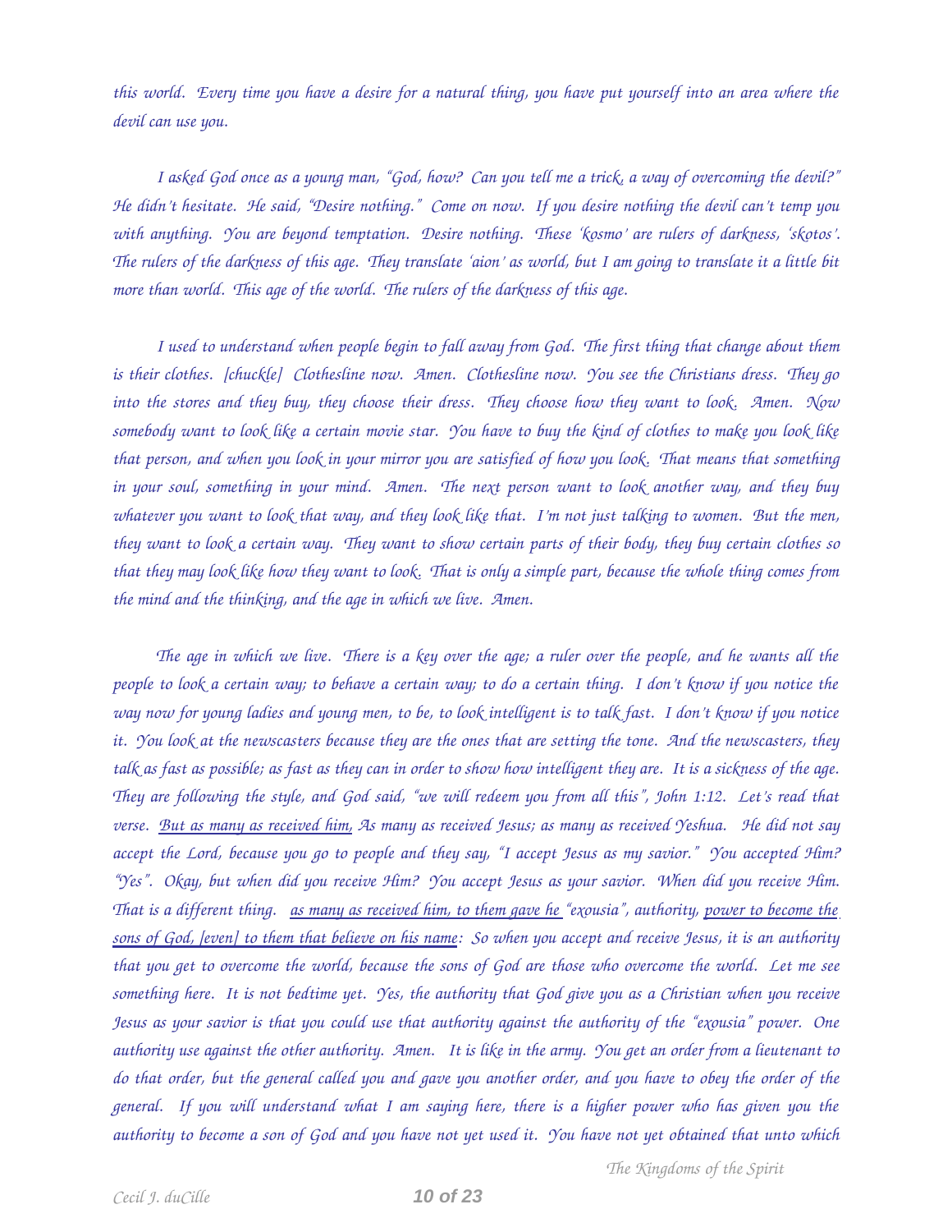*this world. Every time you have a desire for a natural thing, you have put yourself into an area where the devil can use you.*

*I asked God once as a young man, "God, how? Can you tell me a trick, a way of overcoming the devil?" He didn't hesitate. He said, "Desire nothing." Come on now. If you desire nothing the devil can't temp you with anything. You are beyond temptation. Desire nothing. These 'kosmo' are rulers of darkness, 'skotos'. The rulers of the darkness of this age. They translate 'aion' as world, but I am going to translate it a little bit more than world. This age of the world. The rulers of the darkness of this age.*

*I used to understand when people begin to fall away from God. The first thing that change about them is their clothes. [chuckle] Clothesline now. Amen. Clothesline now. You see the Christians dress. They go into the stores and they buy, they choose their dress. They choose how they want to look. Amen. Now somebody want to look like a certain movie star. You have to buy the kind of clothes to make you look like that person, and when you look in your mirror you are satisfied of how you look. That means that something in your soul, something in your mind. Amen. The next person want to look another way, and they buy whatever you want to look that way, and they look like that. I'm not just talking to women. But the men, they want to look a certain way. They want to show certain parts of their body, they buy certain clothes so that they may look like how they want to look. That is only a simple part, because the whole thing comes from the mind and the thinking, and the age in which we live. Amen.*

*The age in which we live. There is a key over the age; a ruler over the people, and he wants all the people to look a certain way; to behave a certain way; to do a certain thing. I don't know if you notice the way now for young ladies and young men, to be, to look intelligent is to talk fast. I don't know if you notice it. You look at the newscasters because they are the ones that are setting the tone. And the newscasters, they talk as fast as possible; as fast as they can in order to show how intelligent they are. It is a sickness of the age. They are following the style, and God said, "we will redeem you from all this", John 1:12. Let's read that verse. <u>But as many as received him,</u> As many as received Jesus; as many as received Yeshua. He did not say accept the Lord, because you go to people and they say, "I accept Jesus as my savior." You accepted Him? "Yes". Okay, but when did you receive Him? You accept Jesus as your savior. When did you receive Him. That is a different thing. <u>as many as received him, to them gave he</u> "exousia", authority, <u>power to become the sons of God, [even] to them that believe on his name</u>: So when you accept and receive Jesus, it is an authority that you get to overcome the world, because the sons of God are those who overcome the world. Let me see something here. It is not bedtime yet. Yes, the authority that God give you as a Christian when you receive Jesus as your savior is that you could use that authority against the authority of the "exousia" power. One authority use against the other authority. Amen. It is like in the army. You get an order from a lieutenant to do that order, but the general called you and gave you another order, and you have to obey the order of the general. If you will understand what I am saying here, there is a higher power who has given you the authority to become a son of God and you have not yet used it. You have not yet obtained that unto which*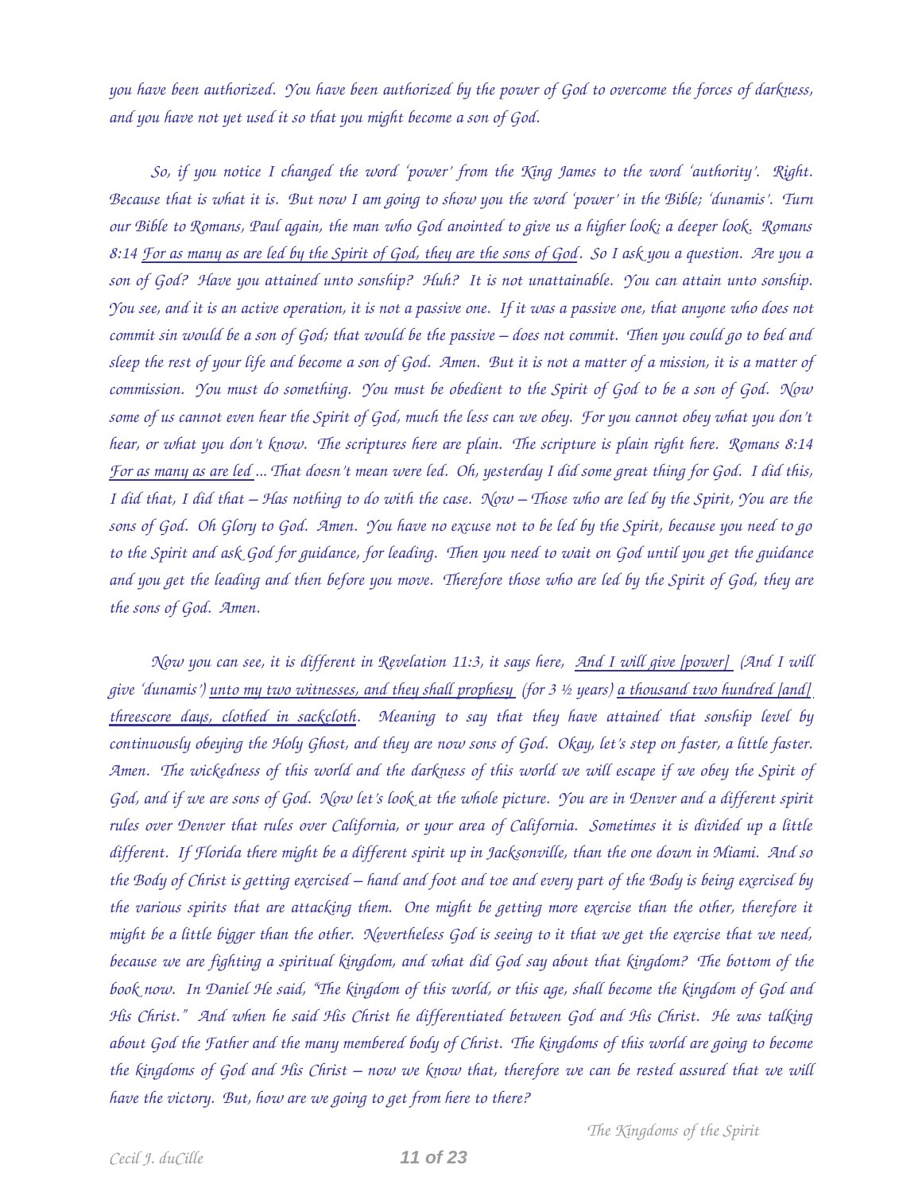*you have been authorized. You have been authorized by the power of God to overcome the forces of darkness, and you have not yet used it so that you might become a son of God.*

*So, if you notice I changed the word 'power' from the King James to the word 'authority'. Right. Because that is what it is. But now I am going to show you the word 'power' in the Bible; 'dunamis'. Turn our Bible to Romans, Paul again, the man who God anointed to give us a higher look; a deeper look. Romans 8:14 <u>For as many as are led by the Spirit of God, they are the sons of God</u>. So I ask you a question. Are you a son of God? Have you attained unto sonship? Huh? It is not unattainable. You can attain unto sonship. You see, and it is an active operation, it is not a passive one. If it was a passive one, that anyone who does not commit sin would be a son of God; that would be the passive – does not commit. Then you could go to bed and sleep the rest of your life and become a son of God. Amen. But it is not a matter of a mission, it is a matter of commission. You must do something. You must be obedient to the Spirit of God to be a son of God. Now some of us cannot even hear the Spirit of God, much the less can we obey. For you cannot obey what you don't hear, or what you don't know. The scriptures here are plain. The scripture is plain right here. Romans 8:14 <u>For as many as are led</u> ... That doesn't mean were led. Oh, yesterday I did some great thing for God. I did this, I did that, I did that – Has nothing to do with the case. Now – Those who are led by the Spirit, You are the sons of God. Oh Glory to God. Amen. You have no excuse not to be led by the Spirit, because you need to go to the Spirit and ask God for guidance, for leading. Then you need to wait on God until you get the guidance and you get the leading and then before you move. Therefore those who are led by the Spirit of God, they are the sons of God. Amen.*

*Now you can see, it is different in Revelation 11:3, it says here, <u>And I will give [power]</u> (And I will give 'dunamis') <u>unto my two witnesses, and they shall prophesy</u> (for 3 ½ years) <u>a thousand two hundred [and] threescore days, clothed in sackcloth</u>. Meaning to say that they have attained that sonship level by continuously obeying the Holy Ghost, and they are now sons of God. Okay, let's step on faster, a little faster. Amen. The wickedness of this world and the darkness of this world we will escape if we obey the Spirit of God, and if we are sons of God. Now let's look at the whole picture. You are in Denver and a different spirit rules over Denver that rules over California, or your area of California. Sometimes it is divided up a little different. If Florida there might be a different spirit up in Jacksonville, than the one down in Miami. And so the Body of Christ is getting exercised – hand and foot and toe and every part of the Body is being exercised by the various spirits that are attacking them. One might be getting more exercise than the other, therefore it might be a little bigger than the other. Nevertheless God is seeing to it that we get the exercise that we need, because we are fighting a spiritual kingdom, and what did God say about that kingdom? The bottom of the book now. In Daniel He said, "The kingdom of this world, or this age, shall become the kingdom of God and His Christ." And when he said His Christ he differentiated between God and His Christ. He was talking about God the Father and the many membered body of Christ. The kingdoms of this world are going to become the kingdoms of God and His Christ – now we know that, therefore we can be rested assured that we will have the victory. But, how are we going to get from here to there?*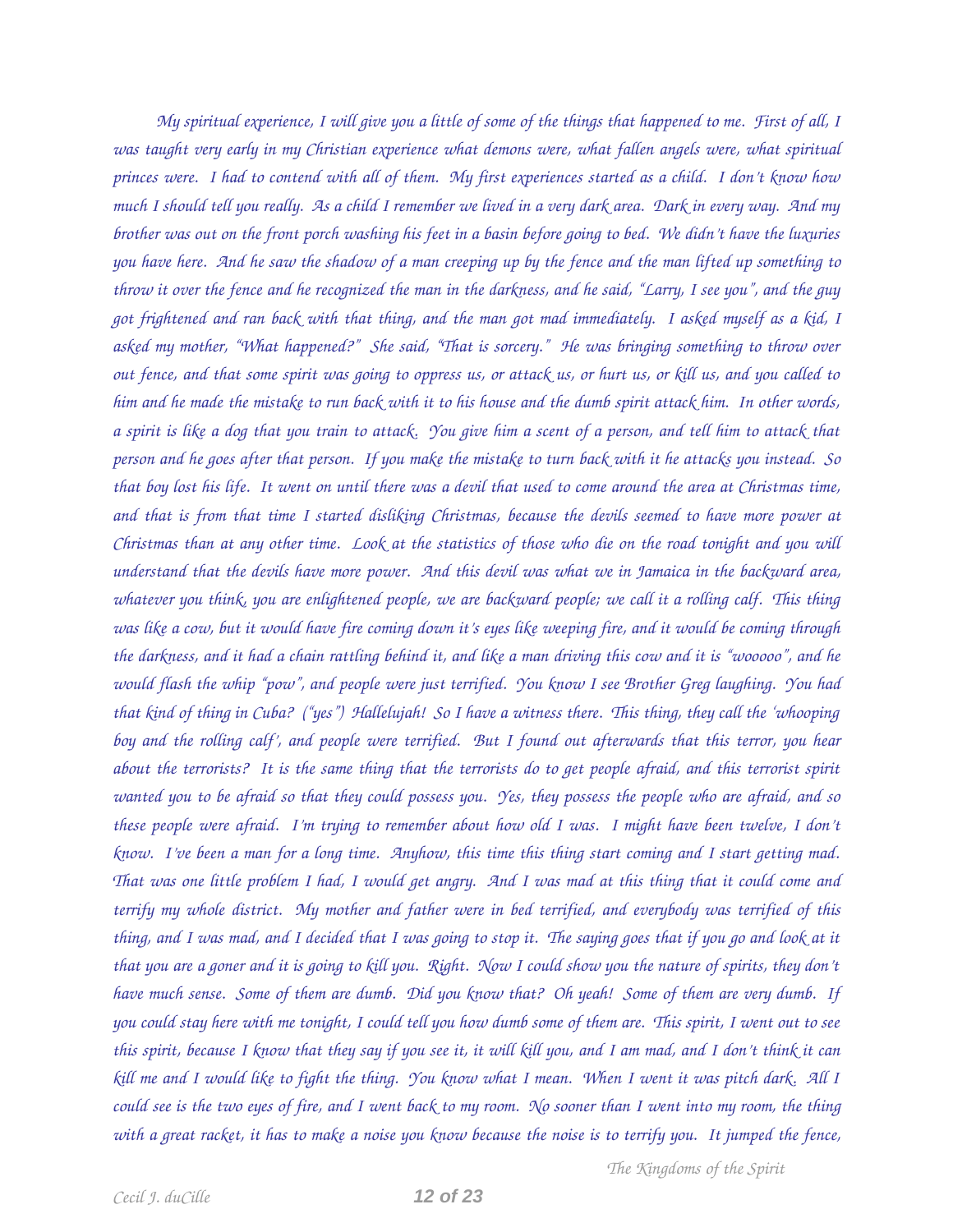*My spiritual experience, I will give you a little of some of the things that happened to me. First of all, I was taught very early in my Christian experience what demons were, what fallen angels were, what spiritual princes were. I had to contend with all of them. My first experiences started as a child. I don't know how much I should tell you really. As a child I remember we lived in a very dark area. Dark in every way. And my brother was out on the front porch washing his feet in a basin before going to bed. We didn't have the luxuries you have here. And he saw the shadow of a man creeping up by the fence and the man lifted up something to throw it over the fence and he recognized the man in the darkness, and he said, "Larry, I see you", and the guy got frightened and ran back with that thing, and the man got mad immediately. I asked myself as a kid, I asked my mother, "What happened?" She said, "That is sorcery." He was bringing something to throw over out fence, and that some spirit was going to oppress us, or attack us, or hurt us, or kill us, and you called to him and he made the mistake to run back with it to his house and the dumb spirit attack him. In other words, a spirit is like a dog that you train to attack. You give him a scent of a person, and tell him to attack that person and he goes after that person. If you make the mistake to turn back with it he attacks you instead. So that boy lost his life. It went on until there was a devil that used to come around the area at Christmas time, and that is from that time I started disliking Christmas, because the devils seemed to have more power at Christmas than at any other time. Look at the statistics of those who die on the road tonight and you will understand that the devils have more power. And this devil was what we in Jamaica in the backward area, whatever you think, you are enlightened people, we are backward people; we call it a rolling calf. This thing was like a cow, but it would have fire coming down it's eyes like weeping fire, and it would be coming through the darkness, and it had a chain rattling behind it, and like a man driving this cow and it is "wooooo", and he would flash the whip "pow", and people were just terrified. You know I see Brother Greg laughing. You had that kind of thing in Cuba? ("yes") Hallelujah! So I have a witness there. This thing, they call the 'whooping boy and the rolling calf', and people were terrified. But I found out afterwards that this terror, you hear about the terrorists? It is the same thing that the terrorists do to get people afraid, and this terrorist spirit wanted you to be afraid so that they could possess you. Yes, they possess the people who are afraid, and so these people were afraid. I'm trying to remember about how old I was. I might have been twelve, I don't know. I've been a man for a long time. Anyhow, this time this thing start coming and I start getting mad. That was one little problem I had, I would get angry. And I was mad at this thing that it could come and terrify my whole district. My mother and father were in bed terrified, and everybody was terrified of this thing, and I was mad, and I decided that I was going to stop it. The saying goes that if you go and look at it that you are a goner and it is going to kill you. Right. Now I could show you the nature of spirits, they don't have much sense. Some of them are dumb. Did you know that? Oh yeah! Some of them are very dumb. If you could stay here with me tonight, I could tell you how dumb some of them are. This spirit, I went out to see this spirit, because I know that they say if you see it, it will kill you, and I am mad, and I don't think it can kill me and I would like to fight the thing. You know what I mean. When I went it was pitch dark. All I could see is the two eyes of fire, and I went back to my room. No sooner than I went into my room, the thing with a great racket, it has to make a noise you know because the noise is to terrify you. It jumped the fence,*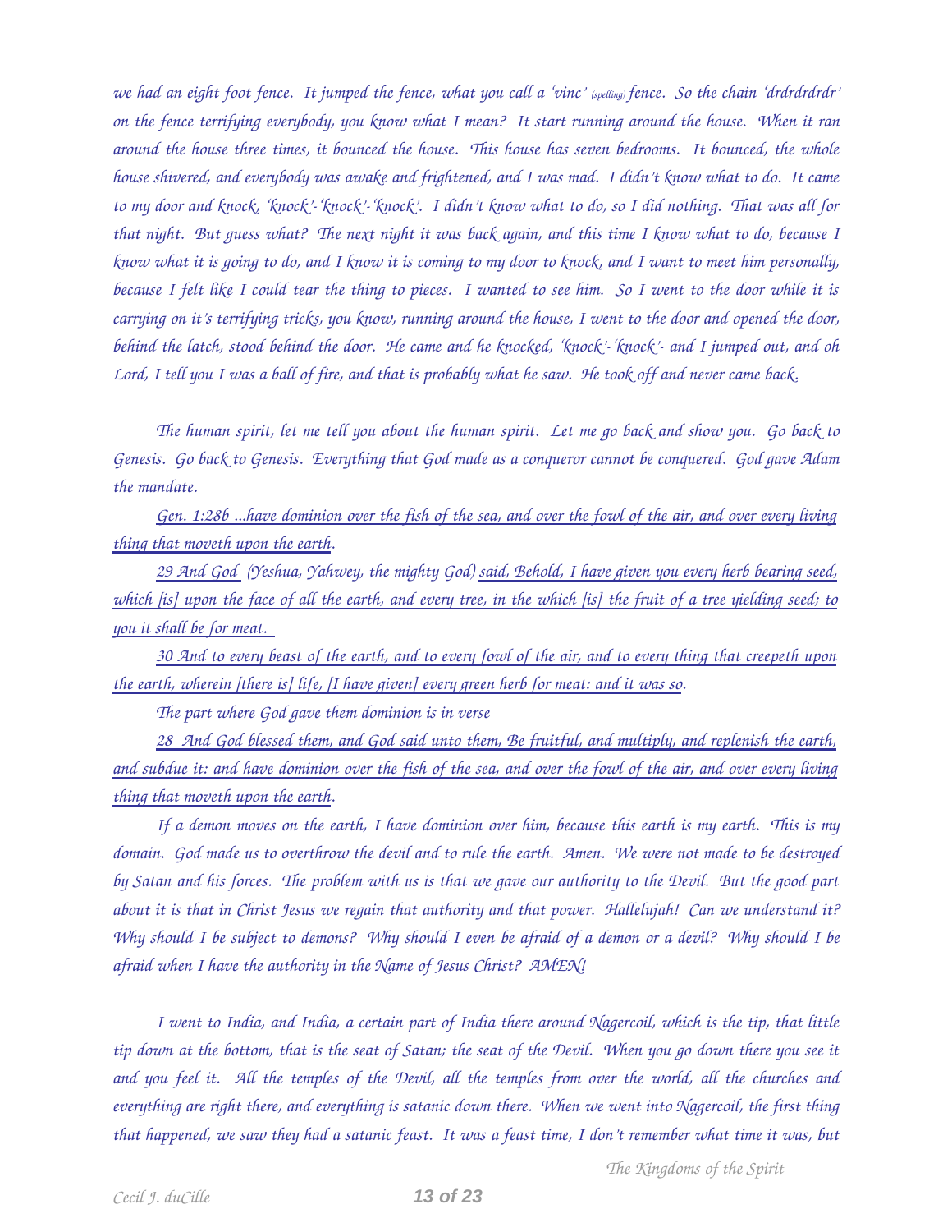*we had an eight foot fence. It jumped the fence, what you call a 'vinc' (spelling) fence. So the chain 'drdrdrdrdr' on the fence terrifying everybody, you know what I mean? It start running around the house. When it ran around the house three times, it bounced the house. This house has seven bedrooms. It bounced, the whole house shivered, and everybody was awake and frightened, and I was mad. I didn't know what to do. It came to my door and knock, 'knock'-'knock'-'knock'. I didn't know what to do, so I did nothing. That was all for that night. But guess what? The next night it was back again, and this time I know what to do, because I know what it is going to do, and I know it is coming to my door to knock, and I want to meet him personally, because I felt like I could tear the thing to pieces. I wanted to see him. So I went to the door while it is carrying on it's terrifying tricks, you know, running around the house, I went to the door and opened the door, behind the latch, stood behind the door. He came and he knocked, 'knock'-'knock'- and I jumped out, and oh Lord, I tell you I was a ball of fire, and that is probably what he saw. He took off and never came back.*

*The human spirit, let me tell you about the human spirit. Let me go back and show you. Go back to Genesis. Go back to Genesis. Everything that God made as a conqueror cannot be conquered. God gave Adam the mandate.*

*Gen. 1:28b ...have dominion over the fish of the sea, and over the fowl of the air, and over every living thing that moveth upon the earth.*

*29 And God (Yeshua, Yahwey, the mighty God) said, Behold, I have given you every herb bearing seed, which [is] upon the face of all the earth, and every tree, in the which [is] the fruit of a tree yielding seed; to you it shall be for meat.*

*30 And to every beast of the earth, and to every fowl of the air, and to every thing that creepeth upon the earth, wherein [there is] life, [I have given] every green herb for meat: and it was so.*

*The part where God gave them dominion is in verse*

*28 And God blessed them, and God said unto them, Be fruitful, and multiply, and replenish the earth, and subdue it: and have dominion over the fish of the sea, and over the fowl of the air, and over every living thing that moveth upon the earth.*

*If a demon moves on the earth, I have dominion over him, because this earth is my earth. This is my domain. God made us to overthrow the devil and to rule the earth. Amen. We were not made to be destroyed by Satan and his forces. The problem with us is that we gave our authority to the Devil. But the good part about it is that in Christ Jesus we regain that authority and that power. Hallelujah! Can we understand it? Why should I be subject to demons? Why should I even be afraid of a demon or a devil? Why should I be afraid when I have the authority in the Name of Jesus Christ? AMEN!*

*I went to India, and India, a certain part of India there around Nagercoil, which is the tip, that little tip down at the bottom, that is the seat of Satan; the seat of the Devil. When you go down there you see it and you feel it. All the temples of the Devil, all the temples from over the world, all the churches and everything are right there, and everything is satanic down there. When we went into Nagercoil, the first thing that happened, we saw they had a satanic feast. It was a feast time, I don't remember what time it was, but*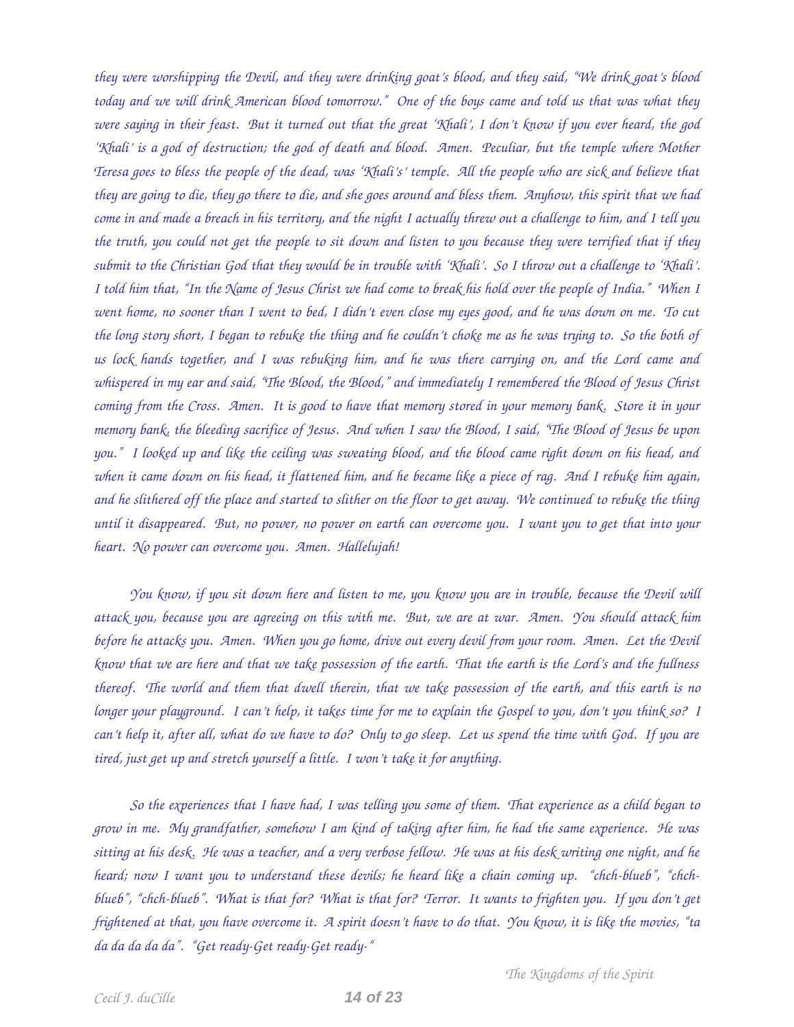they were worshipping the Devil, and they were drinking goat's blood, and they said, "We drink goat's blood today and we will drink American blood tomorrow." One of the boys came and told us that was what they were saying in their feast. But it turned out that the great 'Khali', I don't know if you ever heard, the god 'Khali' is a god of destruction; the god of death and blood. Amen. Peculiar, but the temple where Mother Teresa goes to bless the people of the dead, was 'Khali's' temple. All the people who are sick and believe that they are going to die, they go there to die, and she goes around and bless them. Anyhow, this spirit that we had come in and made a breach in his territory, and the night I actually threw out a challenge to him, and I tell you the truth, you could not get the people to sit down and listen to you because they were terrified that if they submit to the Christian God that they would be in trouble with 'Khali'. So I throw out a challenge to 'Khali'. I told him that, "In the Name of Jesus Christ we had come to break his hold over the people of India." When I went home, no sooner than I went to bed, I didn't even close my eyes good, and he was down on me. To cut the long story short, I began to rebuke the thing and he couldn't choke me as he was trying to. So the both of us lock hands together, and I was rebuking him, and he was there carrying on, and the Lord came and whispered in my ear and said, "The Blood, the Blood," and immediately I remembered the Blood of Jesus Christ coming from the Cross. Amen. It is good to have that memory stored in your memory bank. Store it in your memory bank, the bleeding sacrifice of Jesus. And when I saw the Blood, I said, "The Blood of Jesus be upon you." I looked up and like the ceiling was sweating blood, and the blood came right down on his head, and when it came down on his head, it flattened him, and he became like a piece of rag. And I rebuke him again, and he slithered off the place and started to slither on the floor to get away. We continued to rebuke the thing until it disappeared. But, no power, no power on earth can overcome you. I want you to get that into your heart. No power can overcome you. Amen. Hallelujah!

You know, if you sit down here and listen to me, you know you are in trouble, because the Devil will attack you, because you are agreeing on this with me. But, we are at war. Amen. You should attack him before he attacks you. Amen. When you go home, drive out every devil from your room. Amen. Let the Devil know that we are here and that we take possession of the earth. That the earth is the Lord's and the fullness thereof. The world and them that dwell therein, that we take possession of the earth, and this earth is no longer your playground. I can't help, it takes time for me to explain the Gospel to you, don't you think so? I can't help it, after all, what do we have to do? Only to go sleep. Let us spend the time with God. If you are tired, just get up and stretch yourself a little. I won't take it for anything.

So the experiences that I have had, I was telling you some of them. That experience as a child began to grow in me. My grandfather, somehow I am kind of taking after him, he had the same experience. He was sitting at his desk. He was a teacher, and a very verbose fellow. He was at his desk writing one night, and he heard; now I want you to understand these devils; he heard like a chain coming up. "chch-blueb", "chch-blueb", "chch-blueb". What is that for? What is that for? Terror. It wants to frighten you. If you don't get frightened at that, you have overcome it. A spirit doesn't have to do that. You know, it is like the movies, "ta da da da da da". "Get ready-Get ready-Get ready-"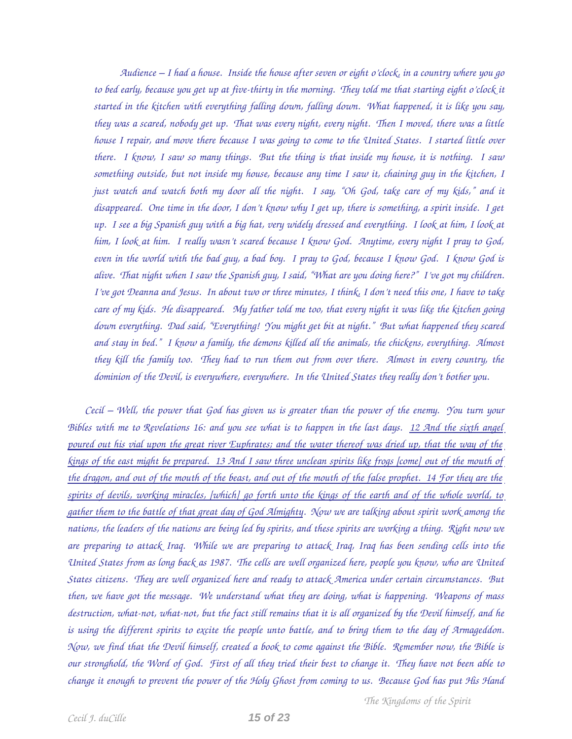*Audience – I had a house. Inside the house after seven or eight o'clock, in a country where you go to bed early, because you get up at five-thirty in the morning. They told me that starting eight o'clock it started in the kitchen with everything falling down, falling down. What happened, it is like you say, they was a scared, nobody get up. That was every night, every night. Then I moved, there was a little house I repair, and move there because I was going to come to the United States. I started little over there. I know, I saw so many things. But the thing is that inside my house, it is nothing. I saw something outside, but not inside my house, because any time I saw it, chaining guy in the kitchen, I just watch and watch both my door all the night. I say, "Oh God, take care of my kids," and it disappeared. One time in the door, I don't know why I get up, there is something, a spirit inside. I get up. I see a big Spanish guy with a big hat, very widely dressed and everything. I look at him, I look at him, I look at him. I really wasn't scared because I know God. Anytime, every night I pray to God, even in the world with the bad guy, a bad boy. I pray to God, because I know God. I know God is alive. That night when I saw the Spanish guy, I said, "What are you doing here?" I've got my children. I've got Deanna and Jesus. In about two or three minutes, I think, I don't need this one, I have to take care of my kids. He disappeared. My father told me too, that every night it was like the kitchen going down everything. Dad said, "Everything! You might get bit at night." But what happened they scared and stay in bed." I know a family, the demons killed all the animals, the chickens, everything. Almost they kill the family too. They had to run them out from over there. Almost in every country, the dominion of the Devil, is everywhere, everywhere. In the United States they really don't bother you.*

*Cecil – Well, the power that God has given us is greater than the power of the enemy. You turn your Bibles with me to Revelations 16: and you see what is to happen in the last days. <u>12 And the sixth angel poured out his vial upon the great river Euphrates; and the water thereof was dried up, that the way of the kings of the east might be prepared. 13 And I saw three unclean spirits like frogs [come] out of the mouth of the dragon, and out of the mouth of the beast, and out of the mouth of the false prophet. 14 For they are the spirits of devils, working miracles, [which] go forth unto the kings of the earth and of the whole world, to gather them to the battle of that great day of God Almighty</u>. Now we are talking about spirit work among the nations, the leaders of the nations are being led by spirits, and these spirits are working a thing. Right now we are preparing to attack Iraq. While we are preparing to attack Iraq, Iraq has been sending cells into the United States from as long back as 1987. The cells are well organized here, people you know, who are United States citizens. They are well organized here and ready to attack America under certain circumstances. But then, we have got the message. We understand what they are doing, what is happening. Weapons of mass destruction, what-not, what-not, but the fact still remains that it is all organized by the Devil himself, and he is using the different spirits to excite the people unto battle, and to bring them to the day of Armageddon. Now, we find that the Devil himself, created a book to come against the Bible. Remember now, the Bible is our stronghold, the Word of God. First of all they tried their best to change it. They have not been able to change it enough to prevent the power of the Holy Ghost from coming to us. Because God has put His Hand*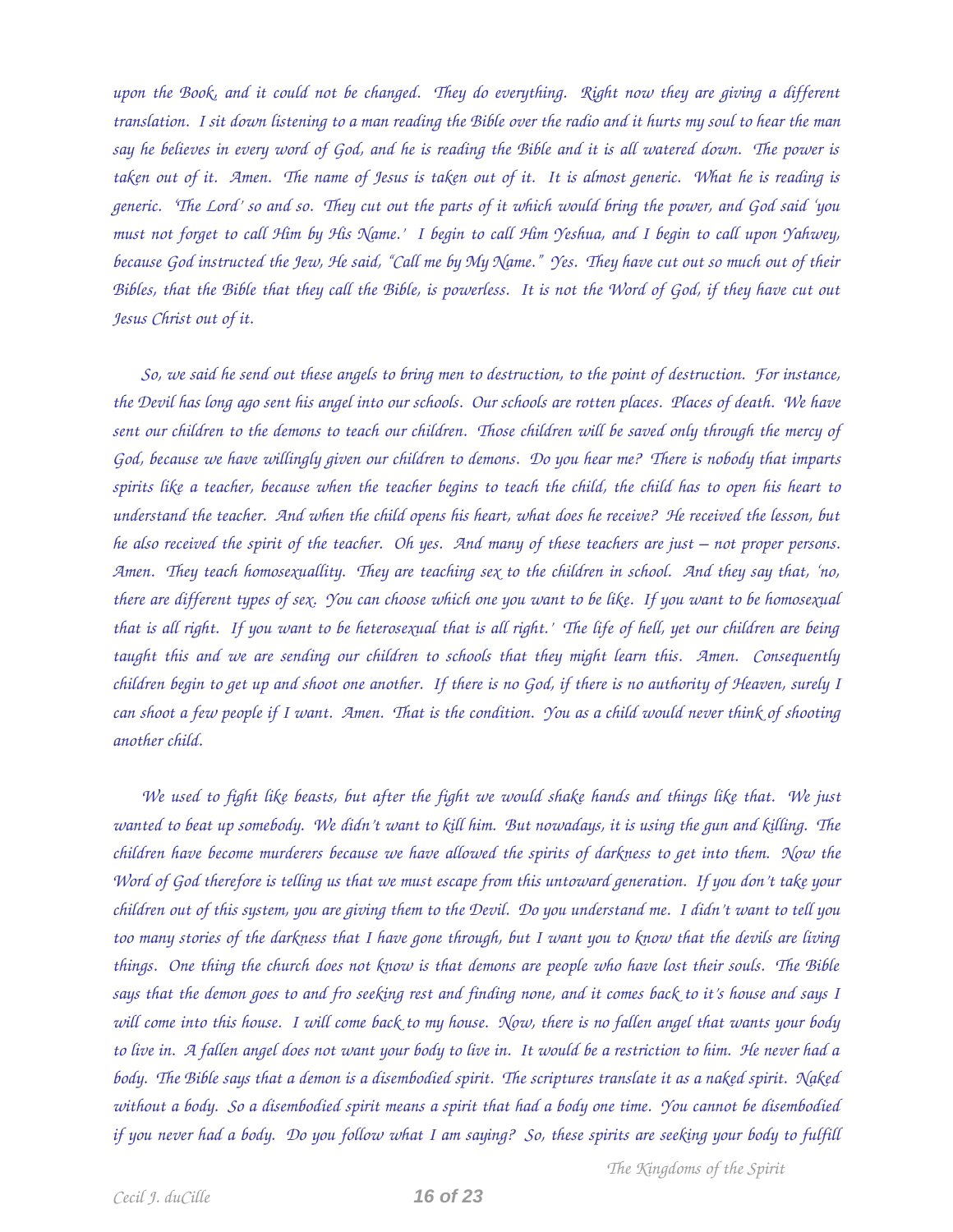*upon the Book, and it could not be changed. They do everything. Right now they are giving a different translation. I sit down listening to a man reading the Bible over the radio and it hurts my soul to hear the man say he believes in every word of God, and he is reading the Bible and it is all watered down. The power is taken out of it. Amen. The name of Jesus is taken out of it. It is almost generic. What he is reading is generic. 'The Lord' so and so. They cut out the parts of it which would bring the power, and God said 'you must not forget to call Him by His Name.' I begin to call Him Yeshua, and I begin to call upon Yahwey, because God instructed the Jew, He said, "Call me by My Name." Yes. They have cut out so much out of their Bibles, that the Bible that they call the Bible, is powerless. It is not the Word of God, if they have cut out Jesus Christ out of it.*

*So, we said he send out these angels to bring men to destruction, to the point of destruction. For instance, the Devil has long ago sent his angel into our schools. Our schools are rotten places. Places of death. We have sent our children to the demons to teach our children. Those children will be saved only through the mercy of God, because we have willingly given our children to demons. Do you hear me? There is nobody that imparts spirits like a teacher, because when the teacher begins to teach the child, the child has to open his heart to understand the teacher. And when the child opens his heart, what does he receive? He received the lesson, but he also received the spirit of the teacher. Oh yes. And many of these teachers are just – not proper persons. Amen. They teach homosexuallity. They are teaching sex to the children in school. And they say that, 'no, there are different types of sex. You can choose which one you want to be like. If you want to be homosexual that is all right. If you want to be heterosexual that is all right.' The life of hell, yet our children are being taught this and we are sending our children to schools that they might learn this. Amen. Consequently children begin to get up and shoot one another. If there is no God, if there is no authority of Heaven, surely I can shoot a few people if I want. Amen. That is the condition. You as a child would never think of shooting another child.*

*We used to fight like beasts, but after the fight we would shake hands and things like that. We just wanted to beat up somebody. We didn't want to kill him. But nowadays, it is using the gun and killing. The children have become murderers because we have allowed the spirits of darkness to get into them. Now the Word of God therefore is telling us that we must escape from this untoward generation. If you don't take your children out of this system, you are giving them to the Devil. Do you understand me. I didn't want to tell you too many stories of the darkness that I have gone through, but I want you to know that the devils are living things. One thing the church does not know is that demons are people who have lost their souls. The Bible says that the demon goes to and fro seeking rest and finding none, and it comes back to it's house and says I will come into this house. I will come back to my house. Now, there is no fallen angel that wants your body to live in. A fallen angel does not want your body to live in. It would be a restriction to him. He never had a body. The Bible says that a demon is a disembodied spirit. The scriptures translate it as a naked spirit. Naked without a body. So a disembodied spirit means a spirit that had a body one time. You cannot be disembodied if you never had a body. Do you follow what I am saying? So, these spirits are seeking your body to fulfill*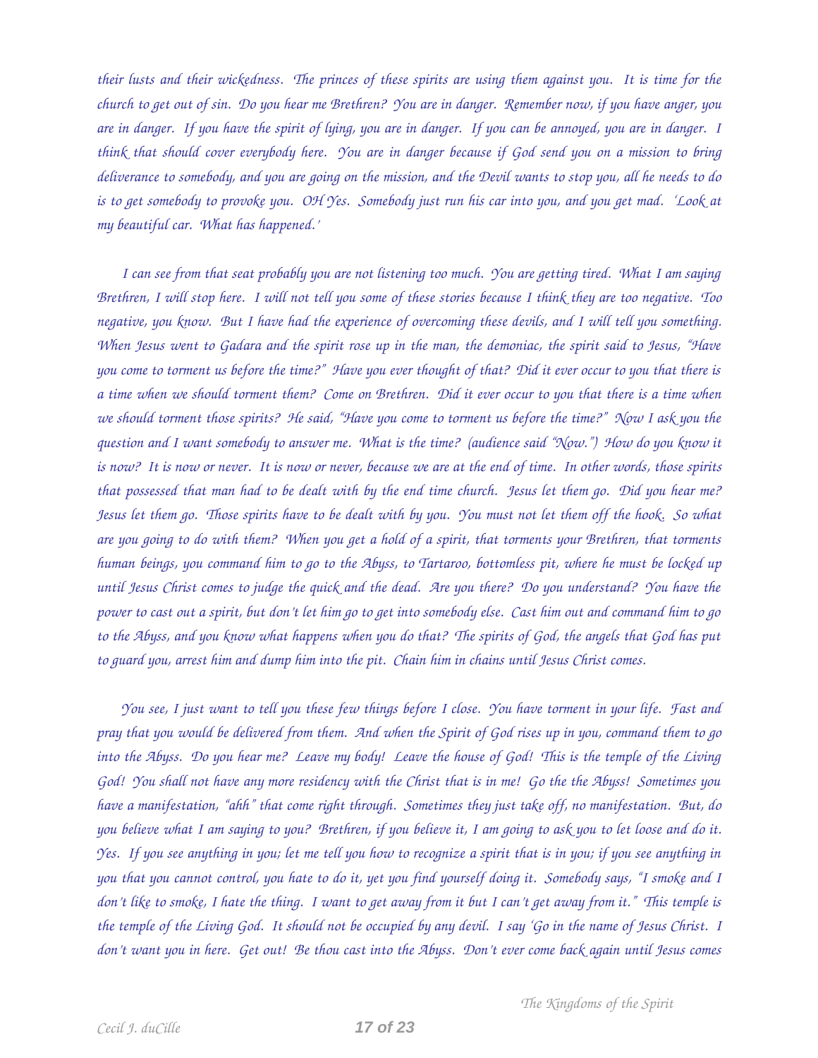their lusts and their wickedness. The princes of these spirits are using them against you. It is time for the church to get out of sin. Do you hear me Brethren? You are in danger. Remember now, if you have anger, you are in danger. If you have the spirit of lying, you are in danger. If you can be annoyed, you are in danger. I think that should cover everybody here. You are in danger because if God send you on a mission to bring deliverance to somebody, and you are going on the mission, and the Devil wants to stop you, all he needs to do is to get somebody to provoke you. OH Yes. Somebody just run his car into you, and you get mad. 'Look at my beautiful car. What has happened.'

I can see from that seat probably you are not listening too much. You are getting tired. What I am saying Brethren, I will stop here. I will not tell you some of these stories because I think they are too negative. Too negative, you know. But I have had the experience of overcoming these devils, and I will tell you something. When Jesus went to Gadara and the spirit rose up in the man, the demoniac, the spirit said to Jesus, "Have you come to torment us before the time?" Have you ever thought of that? Did it ever occur to you that there is a time when we should torment them? Come on Brethren. Did it ever occur to you that there is a time when we should torment those spirits? He said, "Have you come to torment us before the time?" Now I ask you the question and I want somebody to answer me. What is the time? (audience said "Now.") How do you know it is now? It is now or never. It is now or never, because we are at the end of time. In other words, those spirits that possessed that man had to be dealt with by the end time church. Jesus let them go. Did you hear me? Jesus let them go. Those spirits have to be dealt with by you. You must not let them off the hook. So what are you going to do with them? When you get a hold of a spirit, that torments your Brethren, that torments human beings, you command him to go to the Abyss, to Tartaroo, bottomless pit, where he must be locked up until Jesus Christ comes to judge the quick and the dead. Are you there? Do you understand? You have the power to cast out a spirit, but don't let him go to get into somebody else. Cast him out and command him to go to the Abyss, and you know what happens when you do that? The spirits of God, the angels that God has put to guard you, arrest him and dump him into the pit. Chain him in chains until Jesus Christ comes.

You see, I just want to tell you these few things before I close. You have torment in your life. Fast and pray that you would be delivered from them. And when the Spirit of God rises up in you, command them to go into the Abyss. Do you hear me? Leave my body! Leave the house of God! This is the temple of the Living God! You shall not have any more residency with the Christ that is in me! Go the the Abyss! Sometimes you have a manifestation, "ahh" that come right through. Sometimes they just take off, no manifestation. But, do you believe what I am saying to you? Brethren, if you believe it, I am going to ask you to let loose and do it. Yes. If you see anything in you; let me tell you how to recognize a spirit that is in you; if you see anything in you that you cannot control, you hate to do it, yet you find yourself doing it. Somebody says, "I smoke and I don't like to smoke, I hate the thing. I want to get away from it but I can't get away from it." This temple is the temple of the Living God. It should not be occupied by any devil. I say 'Go in the name of Jesus Christ. I don't want you in here. Get out! Be thou cast into the Abyss. Don't ever come back again until Jesus comes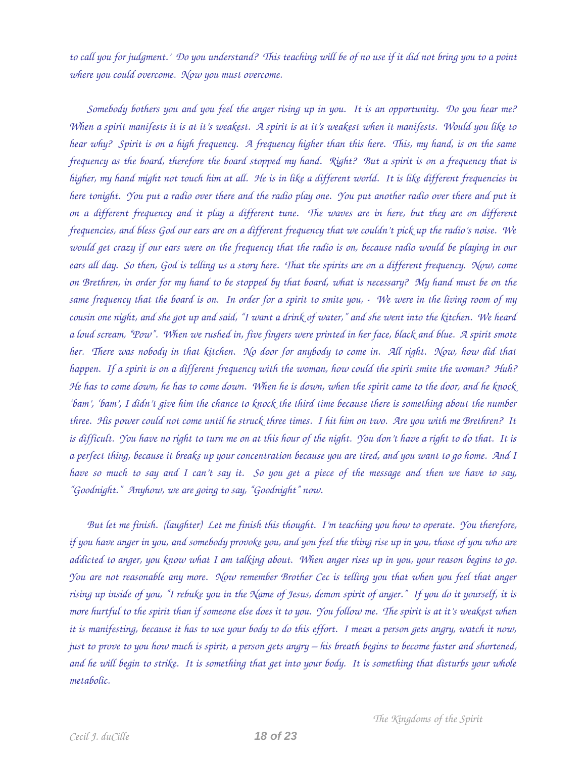*to call you for judgment.' Do you understand? This teaching will be of no use if it did not bring you to a point where you could overcome. Now you must overcome.*

*Somebody bothers you and you feel the anger rising up in you. It is an opportunity. Do you hear me? When a spirit manifests it is at it's weakest. A spirit is at it's weakest when it manifests. Would you like to hear why? Spirit is on a high frequency. A frequency higher than this here. This, my hand, is on the same frequency as the board, therefore the board stopped my hand. Right? But a spirit is on a frequency that is higher, my hand might not touch him at all. He is in like a different world. It is like different frequencies in here tonight. You put a radio over there and the radio play one. You put another radio over there and put it on a different frequency and it play a different tune. The waves are in here, but they are on different frequencies, and bless God our ears are on a different frequency that we couldn't pick up the radio's noise. We would get crazy if our ears were on the frequency that the radio is on, because radio would be playing in our ears all day. So then, God is telling us a story here. That the spirits are on a different frequency. Now, come on Brethren, in order for my hand to be stopped by that board, what is necessary? My hand must be on the same frequency that the board is on. In order for a spirit to smite you, - We were in the living room of my cousin one night, and she got up and said, "I want a drink of water," and she went into the kitchen. We heard a loud scream, "Pow". When we rushed in, five fingers were printed in her face, black and blue. A spirit smote her. There was nobody in that kitchen. No door for anybody to come in. All right. Now, how did that happen. If a spirit is on a different frequency with the woman, how could the spirit smite the woman? Huh? He has to come down, he has to come down. When he is down, when the spirit came to the door, and he knock 'bam', 'bam', I didn't give him the chance to knock the third time because there is something about the number three. His power could not come until he struck three times. I hit him on two. Are you with me Brethren? It is difficult. You have no right to turn me on at this hour of the night. You don't have a right to do that. It is a perfect thing, because it breaks up your concentration because you are tired, and you want to go home. And I have so much to say and I can't say it. So you get a piece of the message and then we have to say, "Goodnight." Anyhow, we are going to say, "Goodnight" now.*

*But let me finish. (laughter) Let me finish this thought. I'm teaching you how to operate. You therefore, if you have anger in you, and somebody provoke you, and you feel the thing rise up in you, those of you who are addicted to anger, you know what I am talking about. When anger rises up in you, your reason begins to go. You are not reasonable any more. Now remember Brother Cec is telling you that when you feel that anger rising up inside of you, "I rebuke you in the Name of Jesus, demon spirit of anger." If you do it yourself, it is more hurtful to the spirit than if someone else does it to you. You follow me. The spirit is at it's weakest when it is manifesting, because it has to use your body to do this effort. I mean a person gets angry, watch it now, just to prove to you how much is spirit, a person gets angry – his breath begins to become faster and shortened, and he will begin to strike. It is something that get into your body. It is something that disturbs your whole metabolic.*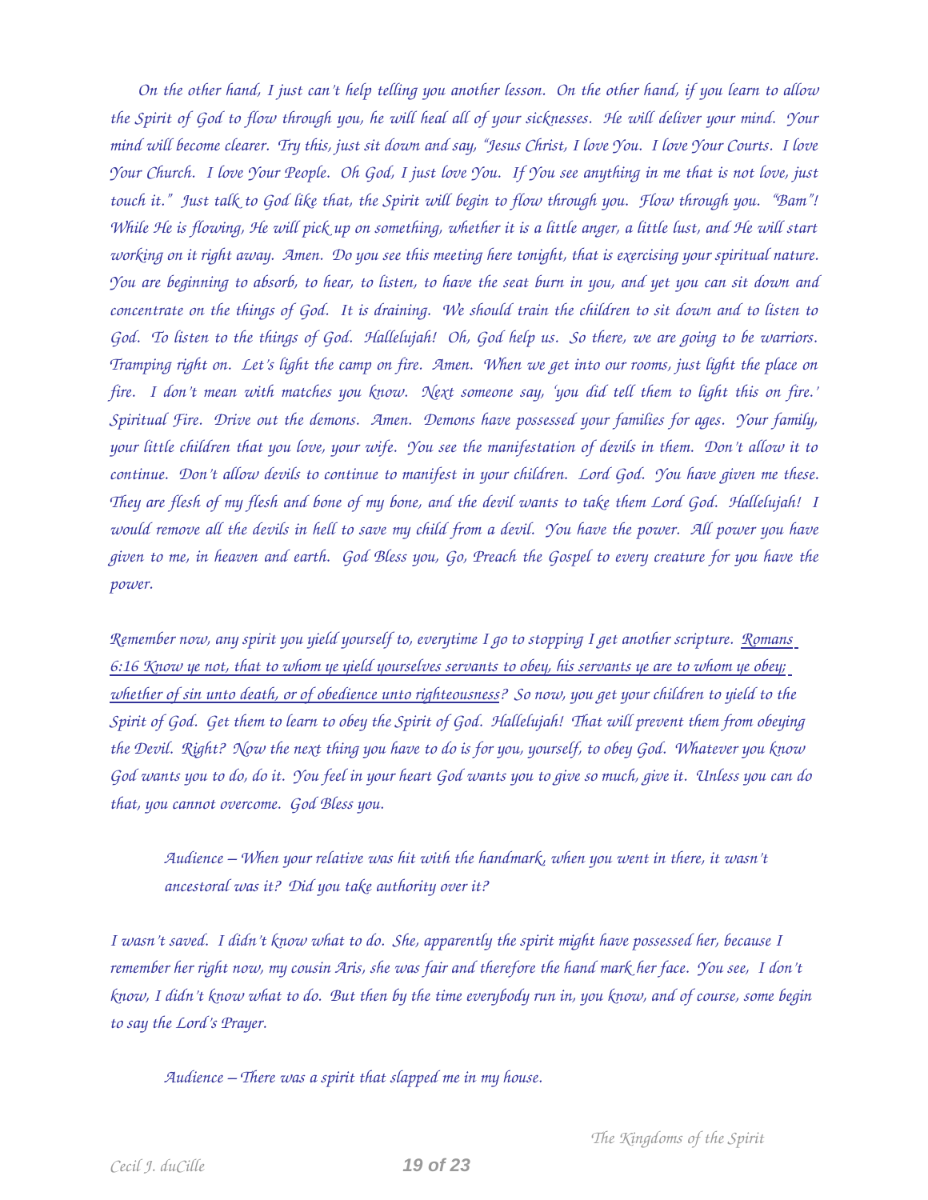*On the other hand, I just can't help telling you another lesson. On the other hand, if you learn to allow the Spirit of God to flow through you, he will heal all of your sicknesses. He will deliver your mind. Your mind will become clearer. Try this, just sit down and say, "Jesus Christ, I love You. I love Your Courts. I love Your Church. I love Your People. Oh God, I just love You. If You see anything in me that is not love, just touch it." Just talk to God like that, the Spirit will begin to flow through you. Flow through you. "Bam"! While He is flowing, He will pick up on something, whether it is a little anger, a little lust, and He will start working on it right away. Amen. Do you see this meeting here tonight, that is exercising your spiritual nature. You are beginning to absorb, to hear, to listen, to have the seat burn in you, and yet you can sit down and concentrate on the things of God. It is draining. We should train the children to sit down and to listen to God. To listen to the things of God. Hallelujah! Oh, God help us. So there, we are going to be warriors. Tramping right on. Let's light the camp on fire. Amen. When we get into our rooms, just light the place on fire. I don't mean with matches you know. Next someone say, 'you did tell them to light this on fire.' Spiritual Fire. Drive out the demons. Amen. Demons have possessed your families for ages. Your family, your little children that you love, your wife. You see the manifestation of devils in them. Don't allow it to continue. Don't allow devils to continue to manifest in your children. Lord God. You have given me these. They are flesh of my flesh and bone of my bone, and the devil wants to take them Lord God. Hallelujah! I would remove all the devils in hell to save my child from a devil. You have the power. All power you have given to me, in heaven and earth. God Bless you, Go, Preach the Gospel to every creature for you have the power.*

*Remember now, any spirit you yield yourself to, everytime I go to stopping I get another scripture. <u>Romans 6:16 Know ye not, that to whom ye yield yourselves servants to obey, his servants ye are to whom ye obey; whether of sin unto death, or of obedience unto righteousness</u>? So now, you get your children to yield to the Spirit of God. Get them to learn to obey the Spirit of God. Hallelujah! That will prevent them from obeying the Devil. Right? Now the next thing you have to do is for you, yourself, to obey God. Whatever you know God wants you to do, do it. You feel in your heart God wants you to give so much, give it. Unless you can do that, you cannot overcome. God Bless you.*

> *Audience – When your relative was hit with the handmark, when you went in there, it wasn't ancestoral was it? Did you take authority over it?*

*I wasn't saved. I didn't know what to do. She, apparently the spirit might have possessed her, because I remember her right now, my cousin Aris, she was fair and therefore the hand mark her face. You see, I don't know, I didn't know what to do. But then by the time everybody run in, you know, and of course, some begin to say the Lord's Prayer.*

> *Audience – There was a spirit that slapped me in my house.*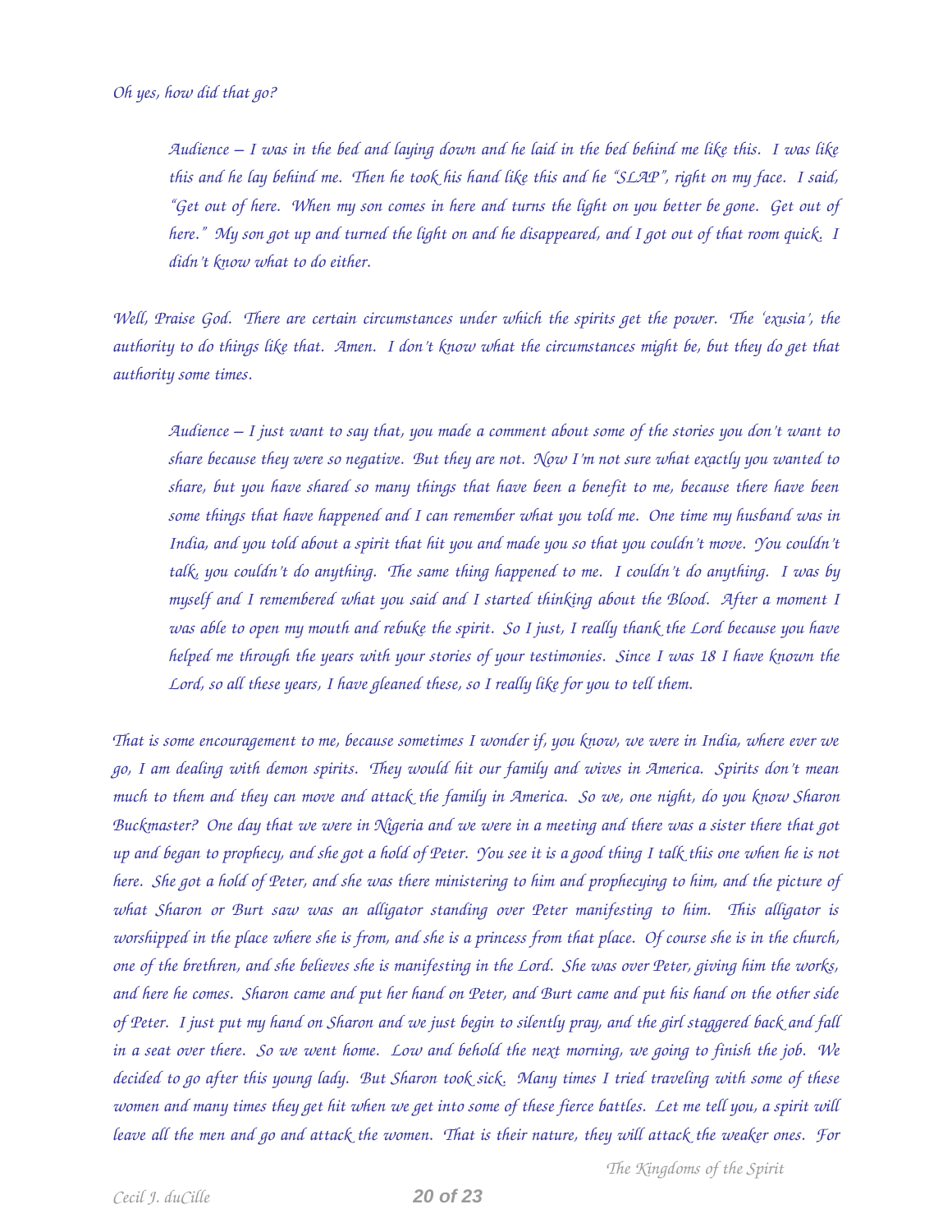*Oh yes, how did that go?*

> *Audience – I was in the bed and laying down and he laid in the bed behind me like this. I was like this and he lay behind me. Then he took his hand like this and he "SLAP", right on my face. I said, "Get out of here. When my son comes in here and turns the light on you better be gone. Get out of here." My son got up and turned the light on and he disappeared, and I got out of that room quick. I didn't know what to do either.*

*Well, Praise God. There are certain circumstances under which the spirits get the power. The 'exusia', the authority to do things like that. Amen. I don't know what the circumstances might be, but they do get that authority some times.*

> *Audience – I just want to say that, you made a comment about some of the stories you don't want to share because they were so negative. But they are not. Now I'm not sure what exactly you wanted to share, but you have shared so many things that have been a benefit to me, because there have been some things that have happened and I can remember what you told me. One time my husband was in India, and you told about a spirit that hit you and made you so that you couldn't move. You couldn't talk, you couldn't do anything. The same thing happened to me. I couldn't do anything. I was by myself and I remembered what you said and I started thinking about the Blood. After a moment I was able to open my mouth and rebuke the spirit. So I just, I really thank the Lord because you have helped me through the years with your stories of your testimonies. Since I was 18 I have known the Lord, so all these years, I have gleaned these, so I really like for you to tell them.*

*That is some encouragement to me, because sometimes I wonder if, you know, we were in India, where ever we go, I am dealing with demon spirits. They would hit our family and wives in America. Spirits don't mean much to them and they can move and attack the family in America. So we, one night, do you know Sharon Buckmaster? One day that we were in Nigeria and we were in a meeting and there was a sister there that got up and began to prophecy, and she got a hold of Peter. You see it is a good thing I talk this one when he is not here. She got a hold of Peter, and she was there ministering to him and prophecying to him, and the picture of what Sharon or Burt saw was an alligator standing over Peter manifesting to him. This alligator is worshipped in the place where she is from, and she is a princess from that place. Of course she is in the church, one of the brethren, and she believes she is manifesting in the Lord. She was over Peter, giving him the works, and here he comes. Sharon came and put her hand on Peter, and Burt came and put his hand on the other side of Peter. I just put my hand on Sharon and we just begin to silently pray, and the girl staggered back and fall in a seat over there. So we went home. Low and behold the next morning, we going to finish the job. We decided to go after this young lady. But Sharon took sick. Many times I tried traveling with some of these women and many times they get hit when we get into some of these fierce battles. Let me tell you, a spirit will leave all the men and go and attack the women. That is their nature, they will attack the weaker ones. For*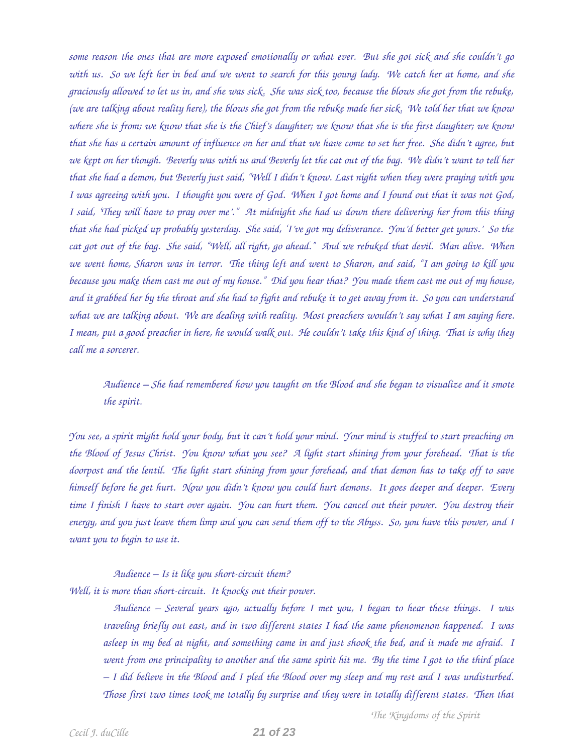*some reason the ones that are more exposed emotionally or what ever. But she got sick and she couldn't go with us. So we left her in bed and we went to search for this young lady. We catch her at home, and she graciously allowed to let us in, and she was sick. She was sick too, because the blows she got from the rebuke, (we are talking about reality here), the blows she got from the rebuke made her sick. We told her that we know where she is from; we know that she is the Chief's daughter; we know that she is the first daughter; we know that she has a certain amount of influence on her and that we have come to set her free. She didn't agree, but we kept on her though. Beverly was with us and Beverly let the cat out of the bag. We didn't want to tell her that she had a demon, but Beverly just said, "Well I didn't know. Last night when they were praying with you I was agreeing with you. I thought you were of God. When I got home and I found out that it was not God, I said, 'They will have to pray over me'." At midnight she had us down there delivering her from this thing that she had picked up probably yesterday. She said, 'I've got my deliverance. You'd better get yours.' So the cat got out of the bag. She said, "Well, all right, go ahead." And we rebuked that devil. Man alive. When we went home, Sharon was in terror. The thing left and went to Sharon, and said, "I am going to kill you because you make them cast me out of my house." Did you hear that? You made them cast me out of my house, and it grabbed her by the throat and she had to fight and rebuke it to get away from it. So you can understand what we are talking about. We are dealing with reality. Most preachers wouldn't say what I am saying here. I mean, put a good preacher in here, he would walk out. He couldn't take this kind of thing. That is why they call me a sorcerer.*

> *Audience – She had remembered how you taught on the Blood and she began to visualize and it smote the spirit.*

*You see, a spirit might hold your body, but it can't hold your mind. Your mind is stuffed to start preaching on the Blood of Jesus Christ. You know what you see? A light start shining from your forehead. That is the doorpost and the lentil. The light start shining from your forehead, and that demon has to take off to save himself before he get hurt. Now you didn't know you could hurt demons. It goes deeper and deeper. Every time I finish I have to start over again. You can hurt them. You cancel out their power. You destroy their energy, and you just leave them limp and you can send them off to the Abyss. So, you have this power, and I want you to begin to use it.*

> *Audience – Is it like you short-circuit them?*

*Well, it is more than short-circuit. It knocks out their power.*

> *Audience – Several years ago, actually before I met you, I began to hear these things. I was traveling briefly out east, and in two different states I had the same phenomenon happened. I was asleep in my bed at night, and something came in and just shook the bed, and it made me afraid. I went from one principality to another and the same spirit hit me. By the time I got to the third place – I did believe in the Blood and I pled the Blood over my sleep and my rest and I was undisturbed. Those first two times took me totally by surprise and they were in totally different states. Then that*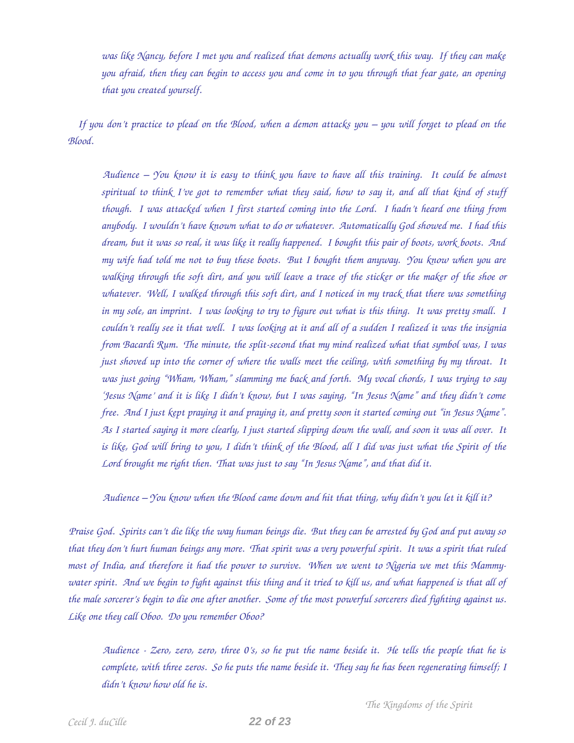*was like Nancy, before I met you and realized that demons actually work this way. If they can make you afraid, then they can begin to access you and come in to you through that fear gate, an opening that you created yourself.*

*If you don't practice to plead on the Blood, when a demon attacks you – you will forget to plead on the Blood.*

*Audience – You know it is easy to think you have to have all this training. It could be almost spiritual to think I've got to remember what they said, how to say it, and all that kind of stuff though. I was attacked when I first started coming into the Lord. I hadn't heard one thing from anybody. I wouldn't have known what to do or whatever. Automatically God showed me. I had this dream, but it was so real, it was like it really happened. I bought this pair of boots, work boots. And my wife had told me not to buy these boots. But I bought them anyway. You know when you are walking through the soft dirt, and you will leave a trace of the sticker or the maker of the shoe or whatever. Well, I walked through this soft dirt, and I noticed in my track that there was something in my sole, an imprint. I was looking to try to figure out what is this thing. It was pretty small. I couldn't really see it that well. I was looking at it and all of a sudden I realized it was the insignia from Bacardi Rum. The minute, the split-second that my mind realized what that symbol was, I was just shoved up into the corner of where the walls meet the ceiling, with something by my throat. It was just going "Wham, Wham," slamming me back and forth. My vocal chords, I was trying to say 'Jesus Name' and it is like I didn't know, but I was saying, "In Jesus Name" and they didn't come free. And I just kept praying it and praying it, and pretty soon it started coming out "in Jesus Name". As I started saying it more clearly, I just started slipping down the wall, and soon it was all over. It is like, God will bring to you, I didn't think of the Blood, all I did was just what the Spirit of the Lord brought me right then. That was just to say "In Jesus Name", and that did it.*

*Audience – You know when the Blood came down and hit that thing, why didn't you let it kill it?*

*Praise God. Spirits can't die like the way human beings die. But they can be arrested by God and put away so that they don't hurt human beings any more. That spirit was a very powerful spirit. It was a spirit that ruled most of India, and therefore it had the power to survive. When we went to Nigeria we met this Mammy-water spirit. And we begin to fight against this thing and it tried to kill us, and what happened is that all of the male sorcerer's begin to die one after another. Some of the most powerful sorcerers died fighting against us. Like one they call Oboo. Do you remember Oboo?*

*Audience - Zero, zero, zero, three 0's, so he put the name beside it. He tells the people that he is complete, with three zeros. So he puts the name beside it. They say he has been regenerating himself; I didn't know how old he is.*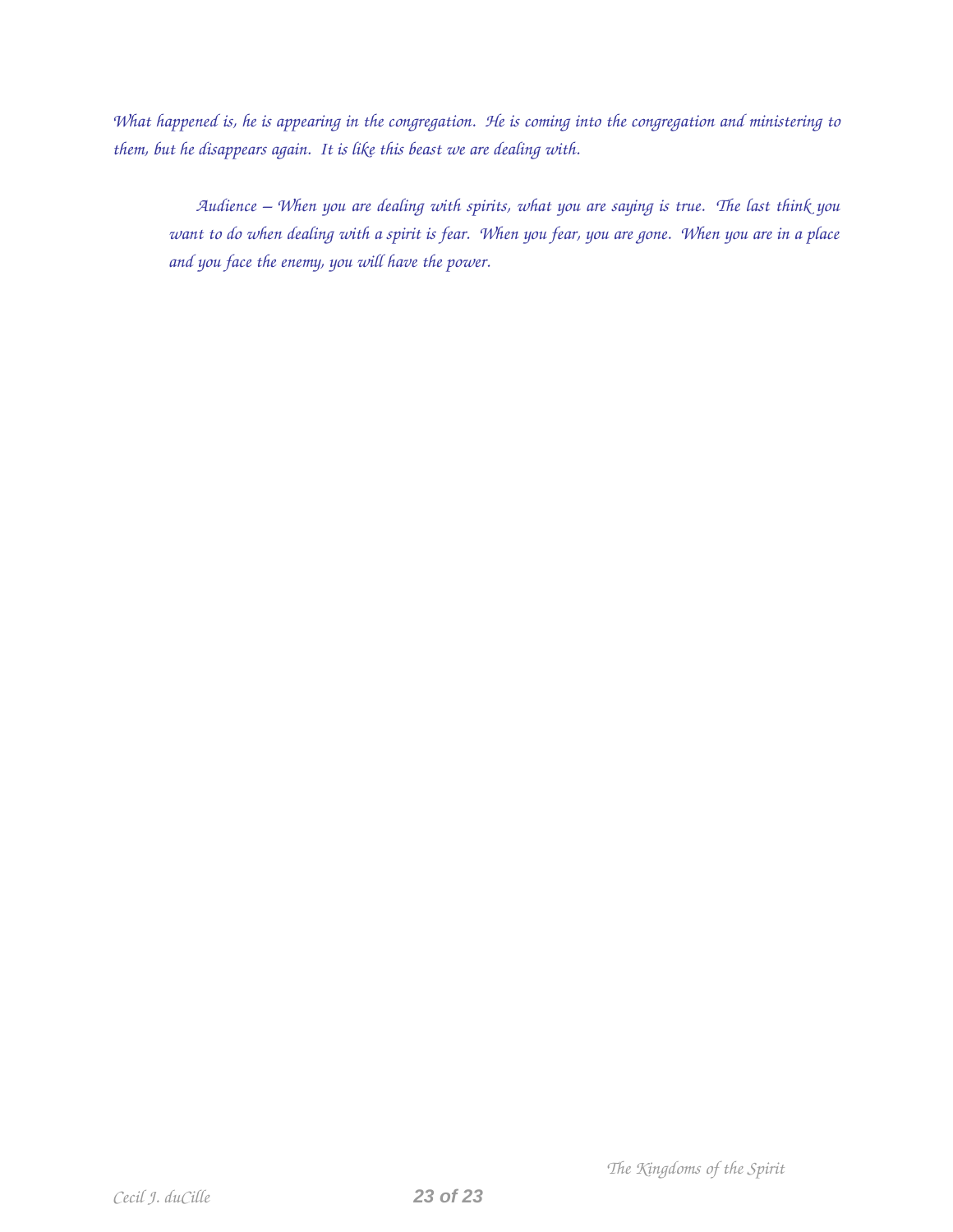*What happened is, he is appearing in the congregation. He is coming into the congregation and ministering to them, but he disappears again. It is like this beast we are dealing with.*

> *Audience – When you are dealing with spirits, what you are saying is true. The last think you want to do when dealing with a spirit is fear. When you fear, you are gone. When you are in a place and you face the enemy, you will have the power.*